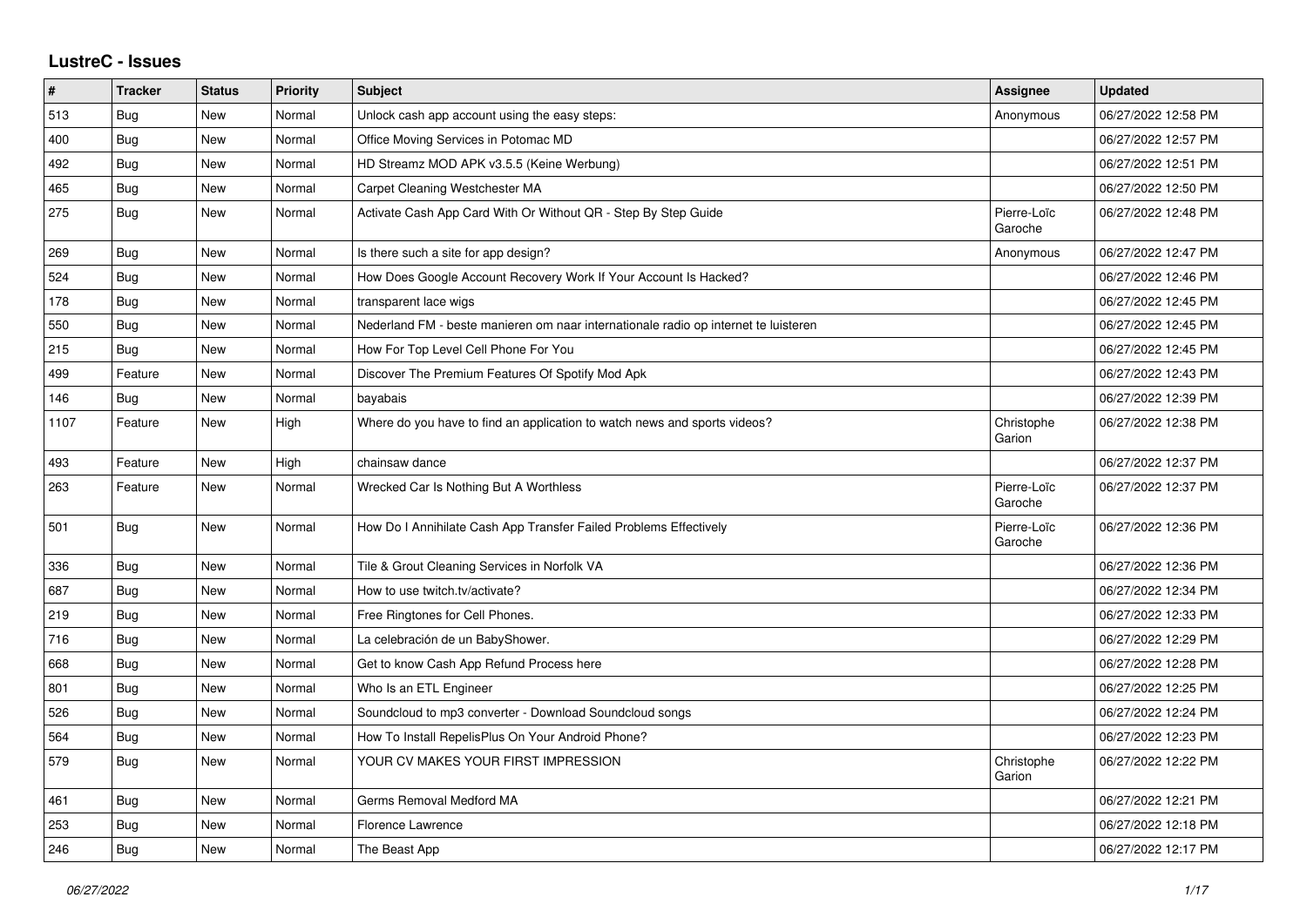## LustreC - Issues

| # | Tracker | Status | Priority | Subject | Assignee | Updated |
|---|---|---|---|---|---|---|
| 513 | Bug | New | Normal | Unlock cash app account using the easy steps: | Anonymous | 06/27/2022 12:58 PM |
| 400 | Bug | New | Normal | Office Moving Services in Potomac MD | | 06/27/2022 12:57 PM |
| 492 | Bug | New | Normal | HD Streamz MOD APK v3.5.5 (Keine Werbung) | | 06/27/2022 12:51 PM |
| 465 | Bug | New | Normal | Carpet Cleaning Westchester MA | | 06/27/2022 12:50 PM |
| 275 | Bug | New | Normal | Activate Cash App Card With Or Without QR - Step By Step Guide | Pierre-Loïc Garoche | 06/27/2022 12:48 PM |
| 269 | Bug | New | Normal | Is there such a site for app design? | Anonymous | 06/27/2022 12:47 PM |
| 524 | Bug | New | Normal | How Does Google Account Recovery Work If Your Account Is Hacked? | | 06/27/2022 12:46 PM |
| 178 | Bug | New | Normal | transparent lace wigs | | 06/27/2022 12:45 PM |
| 550 | Bug | New | Normal | Nederland FM - beste manieren om naar internationale radio op internet te luisteren | | 06/27/2022 12:45 PM |
| 215 | Bug | New | Normal | How For Top Level Cell Phone For You | | 06/27/2022 12:45 PM |
| 499 | Feature | New | Normal | Discover The Premium Features Of Spotify Mod Apk | | 06/27/2022 12:43 PM |
| 146 | Bug | New | Normal | bayabais | | 06/27/2022 12:39 PM |
| 1107 | Feature | New | High | Where do you have to find an application to watch news and sports videos? | Christophe Garion | 06/27/2022 12:38 PM |
| 493 | Feature | New | High | chainsaw dance | | 06/27/2022 12:37 PM |
| 263 | Feature | New | Normal | Wrecked Car Is Nothing But A Worthless | Pierre-Loïc Garoche | 06/27/2022 12:37 PM |
| 501 | Bug | New | Normal | How Do I Annihilate Cash App Transfer Failed Problems Effectively | Pierre-Loïc Garoche | 06/27/2022 12:36 PM |
| 336 | Bug | New | Normal | Tile & Grout Cleaning Services in Norfolk VA | | 06/27/2022 12:36 PM |
| 687 | Bug | New | Normal | How to use twitch.tv/activate? | | 06/27/2022 12:34 PM |
| 219 | Bug | New | Normal | Free Ringtones for Cell Phones. | | 06/27/2022 12:33 PM |
| 716 | Bug | New | Normal | La celebración de un BabyShower. | | 06/27/2022 12:29 PM |
| 668 | Bug | New | Normal | Get to know Cash App Refund Process here | | 06/27/2022 12:28 PM |
| 801 | Bug | New | Normal | Who Is an ETL Engineer | | 06/27/2022 12:25 PM |
| 526 | Bug | New | Normal | Soundcloud to mp3 converter - Download Soundcloud songs | | 06/27/2022 12:24 PM |
| 564 | Bug | New | Normal | How To Install RepelisPlus On Your Android Phone? | | 06/27/2022 12:23 PM |
| 579 | Bug | New | Normal | YOUR CV MAKES YOUR FIRST IMPRESSION | Christophe Garion | 06/27/2022 12:22 PM |
| 461 | Bug | New | Normal | Germs Removal Medford MA | | 06/27/2022 12:21 PM |
| 253 | Bug | New | Normal | Florence Lawrence | | 06/27/2022 12:18 PM |
| 246 | Bug | New | Normal | The Beast App | | 06/27/2022 12:17 PM |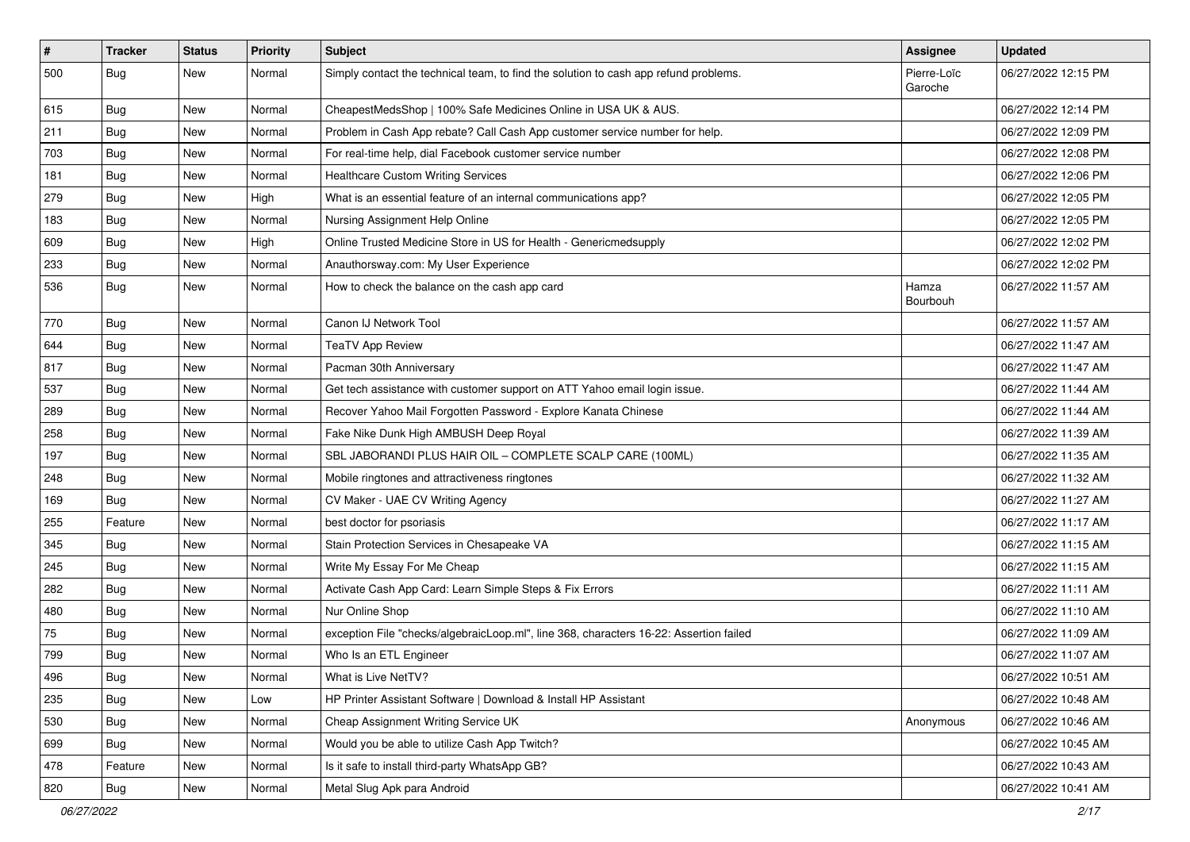| # | Tracker | Status | Priority | Subject | Assignee | Updated |
|---|---|---|---|---|---|---|
| 500 | Bug | New | Normal | Simply contact the technical team, to find the solution to cash app refund problems. | Pierre-Loïc Garoche | 06/27/2022 12:15 PM |
| 615 | Bug | New | Normal | CheapestMedsShop \| 100% Safe Medicines Online in USA UK & AUS. | | 06/27/2022 12:14 PM |
| 211 | Bug | New | Normal | Problem in Cash App rebate? Call Cash App customer service number for help. | | 06/27/2022 12:09 PM |
| 703 | Bug | New | Normal | For real-time help, dial Facebook customer service number | | 06/27/2022 12:08 PM |
| 181 | Bug | New | Normal | Healthcare Custom Writing Services | | 06/27/2022 12:06 PM |
| 279 | Bug | New | High | What is an essential feature of an internal communications app? | | 06/27/2022 12:05 PM |
| 183 | Bug | New | Normal | Nursing Assignment Help Online | | 06/27/2022 12:05 PM |
| 609 | Bug | New | High | Online Trusted Medicine Store in US for Health - Genericmedsupply | | 06/27/2022 12:02 PM |
| 233 | Bug | New | Normal | Anauthorsway.com: My User Experience | | 06/27/2022 12:02 PM |
| 536 | Bug | New | Normal | How to check the balance on the cash app card | Hamza Bourbouh | 06/27/2022 11:57 AM |
| 770 | Bug | New | Normal | Canon IJ Network Tool | | 06/27/2022 11:57 AM |
| 644 | Bug | New | Normal | TeaTV App Review | | 06/27/2022 11:47 AM |
| 817 | Bug | New | Normal | Pacman 30th Anniversary | | 06/27/2022 11:47 AM |
| 537 | Bug | New | Normal | Get tech assistance with customer support on ATT Yahoo email login issue. | | 06/27/2022 11:44 AM |
| 289 | Bug | New | Normal | Recover Yahoo Mail Forgotten Password - Explore Kanata Chinese | | 06/27/2022 11:44 AM |
| 258 | Bug | New | Normal | Fake Nike Dunk High AMBUSH Deep Royal | | 06/27/2022 11:39 AM |
| 197 | Bug | New | Normal | SBL JABORANDI PLUS HAIR OIL – COMPLETE SCALP CARE (100ML) | | 06/27/2022 11:35 AM |
| 248 | Bug | New | Normal | Mobile ringtones and attractiveness ringtones | | 06/27/2022 11:32 AM |
| 169 | Bug | New | Normal | CV Maker - UAE CV Writing Agency | | 06/27/2022 11:27 AM |
| 255 | Feature | New | Normal | best doctor for psoriasis | | 06/27/2022 11:17 AM |
| 345 | Bug | New | Normal | Stain Protection Services in Chesapeake VA | | 06/27/2022 11:15 AM |
| 245 | Bug | New | Normal | Write My Essay For Me Cheap | | 06/27/2022 11:15 AM |
| 282 | Bug | New | Normal | Activate Cash App Card: Learn Simple Steps & Fix Errors | | 06/27/2022 11:11 AM |
| 480 | Bug | New | Normal | Nur Online Shop | | 06/27/2022 11:10 AM |
| 75 | Bug | New | Normal | exception File "checks/algebraicLoop.ml", line 368, characters 16-22: Assertion failed | | 06/27/2022 11:09 AM |
| 799 | Bug | New | Normal | Who Is an ETL Engineer | | 06/27/2022 11:07 AM |
| 496 | Bug | New | Normal | What is Live NetTV? | | 06/27/2022 10:51 AM |
| 235 | Bug | New | Low | HP Printer Assistant Software \| Download & Install HP Assistant | | 06/27/2022 10:48 AM |
| 530 | Bug | New | Normal | Cheap Assignment Writing Service UK | Anonymous | 06/27/2022 10:46 AM |
| 699 | Bug | New | Normal | Would you be able to utilize Cash App Twitch? | | 06/27/2022 10:45 AM |
| 478 | Feature | New | Normal | Is it safe to install third-party WhatsApp GB? | | 06/27/2022 10:43 AM |
| 820 | Bug | New | Normal | Metal Slug Apk para Android | | 06/27/2022 10:41 AM |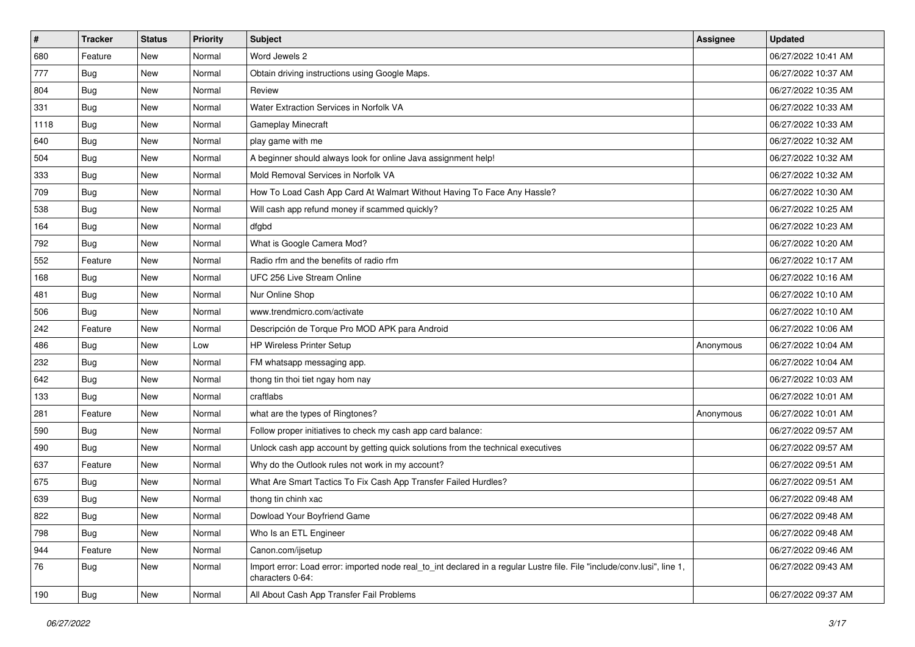| # | Tracker | Status | Priority | Subject | Assignee | Updated |
| --- | --- | --- | --- | --- | --- | --- |
| 680 | Feature | New | Normal | Word Jewels 2 | | 06/27/2022 10:41 AM |
| 777 | Bug | New | Normal | Obtain driving instructions using Google Maps. | | 06/27/2022 10:37 AM |
| 804 | Bug | New | Normal | Review | | 06/27/2022 10:35 AM |
| 331 | Bug | New | Normal | Water Extraction Services in Norfolk VA | | 06/27/2022 10:33 AM |
| 1118 | Bug | New | Normal | Gameplay Minecraft | | 06/27/2022 10:33 AM |
| 640 | Bug | New | Normal | play game with me | | 06/27/2022 10:32 AM |
| 504 | Bug | New | Normal | A beginner should always look for online Java assignment help! | | 06/27/2022 10:32 AM |
| 333 | Bug | New | Normal | Mold Removal Services in Norfolk VA | | 06/27/2022 10:32 AM |
| 709 | Bug | New | Normal | How To Load Cash App Card At Walmart Without Having To Face Any Hassle? | | 06/27/2022 10:30 AM |
| 538 | Bug | New | Normal | Will cash app refund money if scammed quickly? | | 06/27/2022 10:25 AM |
| 164 | Bug | New | Normal | dfgbd | | 06/27/2022 10:23 AM |
| 792 | Bug | New | Normal | What is Google Camera Mod? | | 06/27/2022 10:20 AM |
| 552 | Feature | New | Normal | Radio rfm and the benefits of radio rfm | | 06/27/2022 10:17 AM |
| 168 | Bug | New | Normal | UFC 256 Live Stream Online | | 06/27/2022 10:16 AM |
| 481 | Bug | New | Normal | Nur Online Shop | | 06/27/2022 10:10 AM |
| 506 | Bug | New | Normal | www.trendmicro.com/activate | | 06/27/2022 10:10 AM |
| 242 | Feature | New | Normal | Descripción de Torque Pro MOD APK para Android | | 06/27/2022 10:06 AM |
| 486 | Bug | New | Low | HP Wireless Printer Setup | Anonymous | 06/27/2022 10:04 AM |
| 232 | Bug | New | Normal | FM whatsapp messaging app. | | 06/27/2022 10:04 AM |
| 642 | Bug | New | Normal | thong tin thoi tiet ngay hom nay | | 06/27/2022 10:03 AM |
| 133 | Bug | New | Normal | craftlabs | | 06/27/2022 10:01 AM |
| 281 | Feature | New | Normal | what are the types of Ringtones? | Anonymous | 06/27/2022 10:01 AM |
| 590 | Bug | New | Normal | Follow proper initiatives to check my cash app card balance: | | 06/27/2022 09:57 AM |
| 490 | Bug | New | Normal | Unlock cash app account by getting quick solutions from the technical executives | | 06/27/2022 09:57 AM |
| 637 | Feature | New | Normal | Why do the Outlook rules not work in my account? | | 06/27/2022 09:51 AM |
| 675 | Bug | New | Normal | What Are Smart Tactics To Fix Cash App Transfer Failed Hurdles? | | 06/27/2022 09:51 AM |
| 639 | Bug | New | Normal | thong tin chinh xac | | 06/27/2022 09:48 AM |
| 822 | Bug | New | Normal | Dowload Your Boyfriend Game | | 06/27/2022 09:48 AM |
| 798 | Bug | New | Normal | Who Is an ETL Engineer | | 06/27/2022 09:48 AM |
| 944 | Feature | New | Normal | Canon.com/ijsetup | | 06/27/2022 09:46 AM |
| 76 | Bug | New | Normal | Import error: Load error: imported node real_to_int declared in a regular Lustre file. File "include/conv.lusi", line 1, characters 0-64: | | 06/27/2022 09:43 AM |
| 190 | Bug | New | Normal | All About Cash App Transfer Fail Problems | | 06/27/2022 09:37 AM |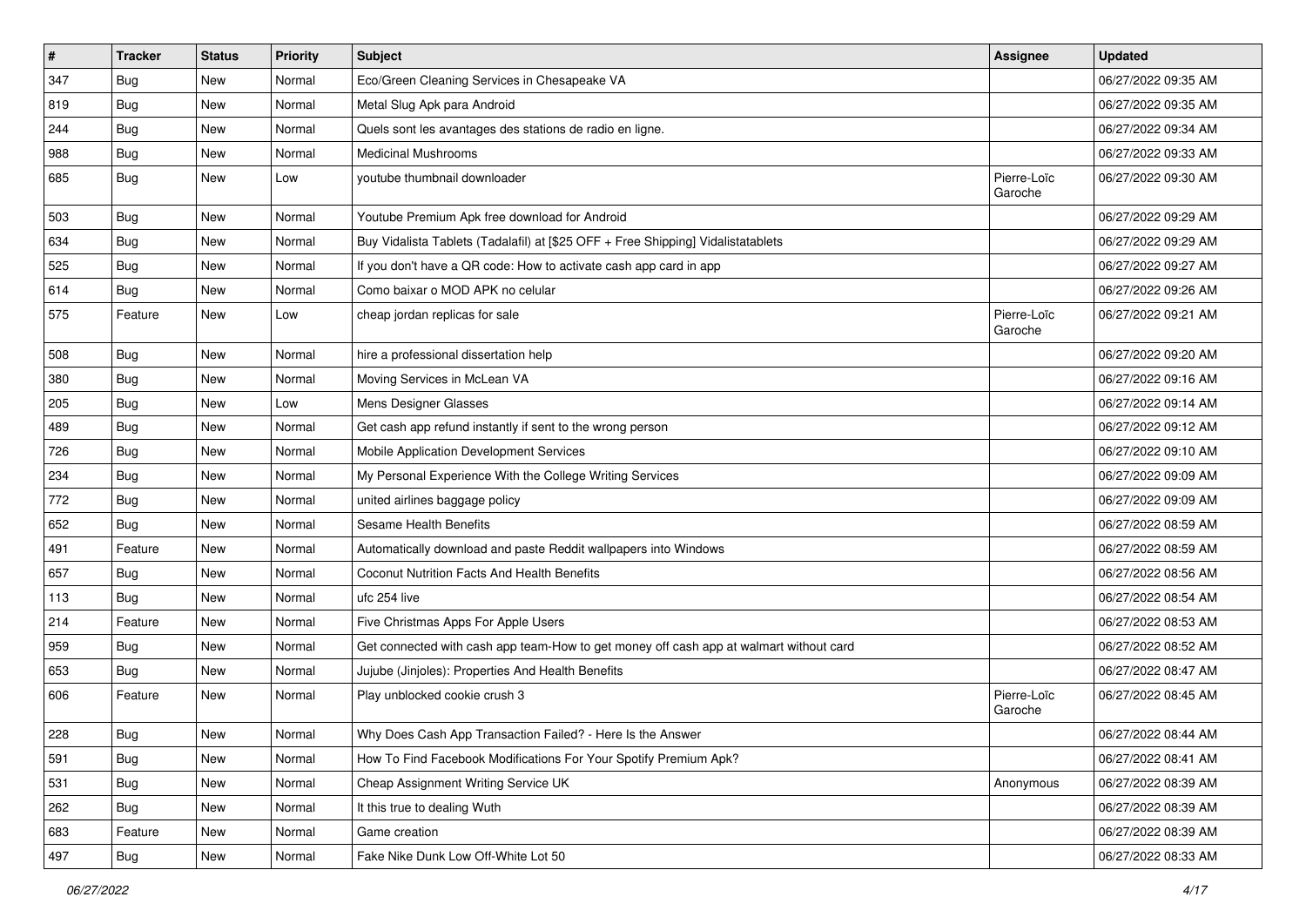| # | Tracker | Status | Priority | Subject | Assignee | Updated |
|---|---|---|---|---|---|---|
| 347 | Bug | New | Normal | Eco/Green Cleaning Services in Chesapeake VA | | 06/27/2022 09:35 AM |
| 819 | Bug | New | Normal | Metal Slug Apk para Android | | 06/27/2022 09:35 AM |
| 244 | Bug | New | Normal | Quels sont les avantages des stations de radio en ligne. | | 06/27/2022 09:34 AM |
| 988 | Bug | New | Normal | Medicinal Mushrooms | | 06/27/2022 09:33 AM |
| 685 | Bug | New | Low | youtube thumbnail downloader | Pierre-Loïc Garoche | 06/27/2022 09:30 AM |
| 503 | Bug | New | Normal | Youtube Premium Apk free download for Android | | 06/27/2022 09:29 AM |
| 634 | Bug | New | Normal | Buy Vidalista Tablets (Tadalafil) at [$25 OFF + Free Shipping] Vidalistatablets | | 06/27/2022 09:29 AM |
| 525 | Bug | New | Normal | If you don't have a QR code: How to activate cash app card in app | | 06/27/2022 09:27 AM |
| 614 | Bug | New | Normal | Como baixar o MOD APK no celular | | 06/27/2022 09:26 AM |
| 575 | Feature | New | Low | cheap jordan replicas for sale | Pierre-Loïc Garoche | 06/27/2022 09:21 AM |
| 508 | Bug | New | Normal | hire a professional dissertation help | | 06/27/2022 09:20 AM |
| 380 | Bug | New | Normal | Moving Services in McLean VA | | 06/27/2022 09:16 AM |
| 205 | Bug | New | Low | Mens Designer Glasses | | 06/27/2022 09:14 AM |
| 489 | Bug | New | Normal | Get cash app refund instantly if sent to the wrong person | | 06/27/2022 09:12 AM |
| 726 | Bug | New | Normal | Mobile Application Development Services | | 06/27/2022 09:10 AM |
| 234 | Bug | New | Normal | My Personal Experience With the College Writing Services | | 06/27/2022 09:09 AM |
| 772 | Bug | New | Normal | united airlines baggage policy | | 06/27/2022 09:09 AM |
| 652 | Bug | New | Normal | Sesame Health Benefits | | 06/27/2022 08:59 AM |
| 491 | Feature | New | Normal | Automatically download and paste Reddit wallpapers into Windows | | 06/27/2022 08:59 AM |
| 657 | Bug | New | Normal | Coconut Nutrition Facts And Health Benefits | | 06/27/2022 08:56 AM |
| 113 | Bug | New | Normal | ufc 254 live | | 06/27/2022 08:54 AM |
| 214 | Feature | New | Normal | Five Christmas Apps For Apple Users | | 06/27/2022 08:53 AM |
| 959 | Bug | New | Normal | Get connected with cash app team-How to get money off cash app at walmart without card | | 06/27/2022 08:52 AM |
| 653 | Bug | New | Normal | Jujube (Jinjoles): Properties And Health Benefits | | 06/27/2022 08:47 AM |
| 606 | Feature | New | Normal | Play unblocked cookie crush 3 | Pierre-Loïc Garoche | 06/27/2022 08:45 AM |
| 228 | Bug | New | Normal | Why Does Cash App Transaction Failed? - Here Is the Answer | | 06/27/2022 08:44 AM |
| 591 | Bug | New | Normal | How To Find Facebook Modifications For Your Spotify Premium Apk? | | 06/27/2022 08:41 AM |
| 531 | Bug | New | Normal | Cheap Assignment Writing Service UK | Anonymous | 06/27/2022 08:39 AM |
| 262 | Bug | New | Normal | It this true to dealing Wuth | | 06/27/2022 08:39 AM |
| 683 | Feature | New | Normal | Game creation | | 06/27/2022 08:39 AM |
| 497 | Bug | New | Normal | Fake Nike Dunk Low Off-White Lot 50 | | 06/27/2022 08:33 AM |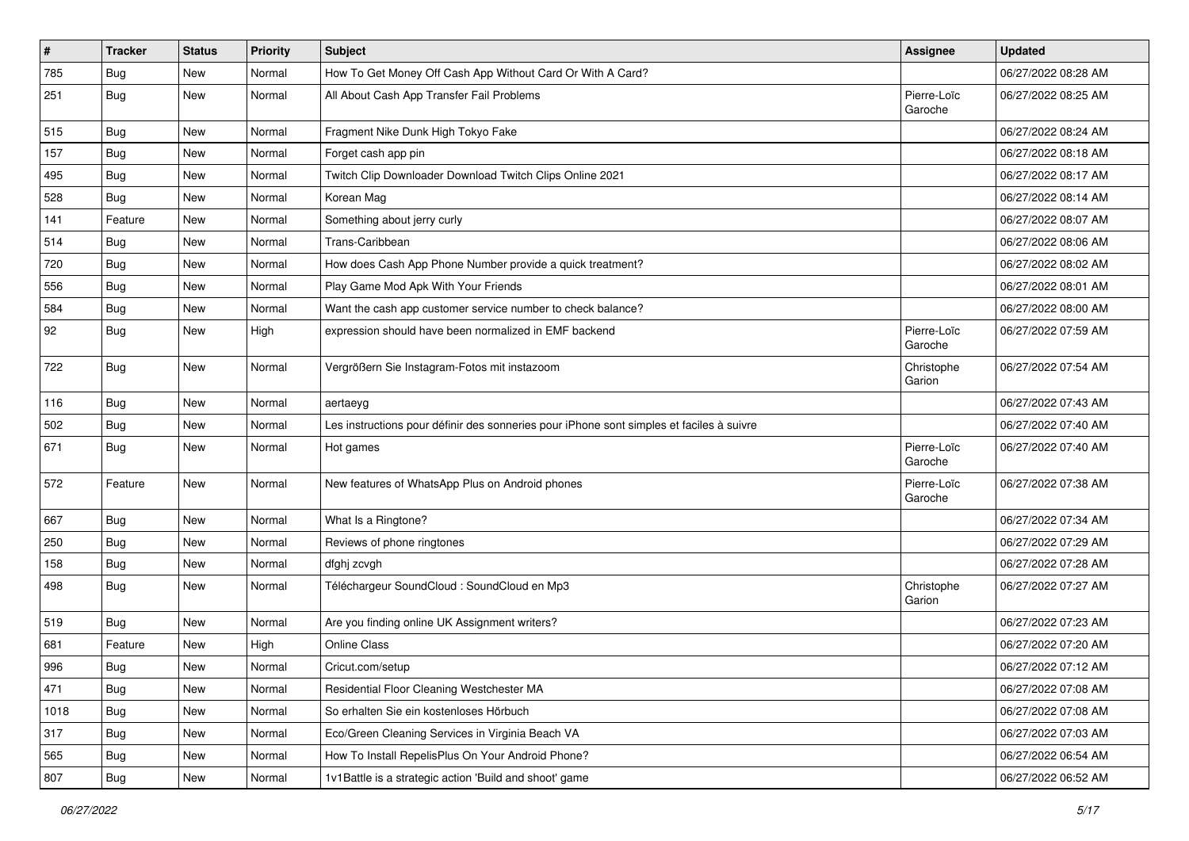| # | Tracker | Status | Priority | Subject | Assignee | Updated |
|---|---|---|---|---|---|---|
| 785 | Bug | New | Normal | How To Get Money Off Cash App Without Card Or With A Card? | | 06/27/2022 08:28 AM |
| 251 | Bug | New | Normal | All About Cash App Transfer Fail Problems | Pierre-Loïc Garoche | 06/27/2022 08:25 AM |
| 515 | Bug | New | Normal | Fragment Nike Dunk High Tokyo Fake | | 06/27/2022 08:24 AM |
| 157 | Bug | New | Normal | Forget cash app pin | | 06/27/2022 08:18 AM |
| 495 | Bug | New | Normal | Twitch Clip Downloader Download Twitch Clips Online 2021 | | 06/27/2022 08:17 AM |
| 528 | Bug | New | Normal | Korean Mag | | 06/27/2022 08:14 AM |
| 141 | Feature | New | Normal | Something about jerry curly | | 06/27/2022 08:07 AM |
| 514 | Bug | New | Normal | Trans-Caribbean | | 06/27/2022 08:06 AM |
| 720 | Bug | New | Normal | How does Cash App Phone Number provide a quick treatment? | | 06/27/2022 08:02 AM |
| 556 | Bug | New | Normal | Play Game Mod Apk With Your Friends | | 06/27/2022 08:01 AM |
| 584 | Bug | New | Normal | Want the cash app customer service number to check balance? | | 06/27/2022 08:00 AM |
| 92 | Bug | New | High | expression should have been normalized in EMF backend | Pierre-Loïc Garoche | 06/27/2022 07:59 AM |
| 722 | Bug | New | Normal | Vergrößern Sie Instagram-Fotos mit instazoom | Christophe Garion | 06/27/2022 07:54 AM |
| 116 | Bug | New | Normal | aertaeyg | | 06/27/2022 07:43 AM |
| 502 | Bug | New | Normal | Les instructions pour définir des sonneries pour iPhone sont simples et faciles à suivre | | 06/27/2022 07:40 AM |
| 671 | Bug | New | Normal | Hot games | Pierre-Loïc Garoche | 06/27/2022 07:40 AM |
| 572 | Feature | New | Normal | New features of WhatsApp Plus on Android phones | Pierre-Loïc Garoche | 06/27/2022 07:38 AM |
| 667 | Bug | New | Normal | What Is a Ringtone? | | 06/27/2022 07:34 AM |
| 250 | Bug | New | Normal | Reviews of phone ringtones | | 06/27/2022 07:29 AM |
| 158 | Bug | New | Normal | dfghj zcvgh | | 06/27/2022 07:28 AM |
| 498 | Bug | New | Normal | Téléchargeur SoundCloud : SoundCloud en Mp3 | Christophe Garion | 06/27/2022 07:27 AM |
| 519 | Bug | New | Normal | Are you finding online UK Assignment writers? | | 06/27/2022 07:23 AM |
| 681 | Feature | New | High | Online Class | | 06/27/2022 07:20 AM |
| 996 | Bug | New | Normal | Cricut.com/setup | | 06/27/2022 07:12 AM |
| 471 | Bug | New | Normal | Residential Floor Cleaning Westchester MA | | 06/27/2022 07:08 AM |
| 1018 | Bug | New | Normal | So erhalten Sie ein kostenloses Hörbuch | | 06/27/2022 07:08 AM |
| 317 | Bug | New | Normal | Eco/Green Cleaning Services in Virginia Beach VA | | 06/27/2022 07:03 AM |
| 565 | Bug | New | Normal | How To Install RepelisPlus On Your Android Phone? | | 06/27/2022 06:54 AM |
| 807 | Bug | New | Normal | 1v1Battle is a strategic action 'Build and shoot' game | | 06/27/2022 06:52 AM |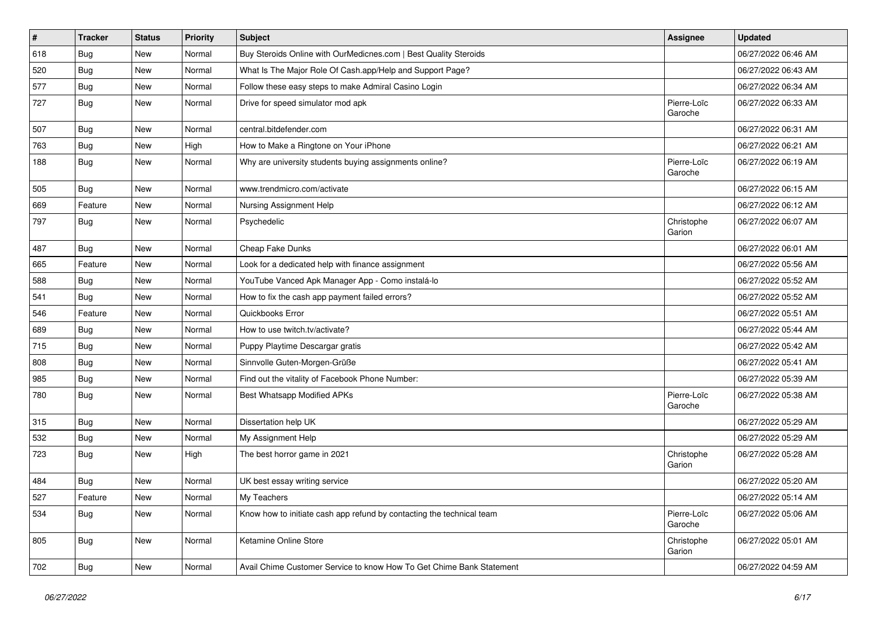| # | Tracker | Status | Priority | Subject | Assignee | Updated |
|---|---|---|---|---|---|---|
| 618 | Bug | New | Normal | Buy Steroids Online with OurMedicnes.com \| Best Quality Steroids | | 06/27/2022 06:46 AM |
| 520 | Bug | New | Normal | What Is The Major Role Of Cash.app/Help and Support Page? | | 06/27/2022 06:43 AM |
| 577 | Bug | New | Normal | Follow these easy steps to make Admiral Casino Login | | 06/27/2022 06:34 AM |
| 727 | Bug | New | Normal | Drive for speed simulator mod apk | Pierre-Loïc Garoche | 06/27/2022 06:33 AM |
| 507 | Bug | New | Normal | central.bitdefender.com | | 06/27/2022 06:31 AM |
| 763 | Bug | New | High | How to Make a Ringtone on Your iPhone | | 06/27/2022 06:21 AM |
| 188 | Bug | New | Normal | Why are university students buying assignments online? | Pierre-Loïc Garoche | 06/27/2022 06:19 AM |
| 505 | Bug | New | Normal | www.trendmicro.com/activate | | 06/27/2022 06:15 AM |
| 669 | Feature | New | Normal | Nursing Assignment Help | | 06/27/2022 06:12 AM |
| 797 | Bug | New | Normal | Psychedelic | Christophe Garion | 06/27/2022 06:07 AM |
| 487 | Bug | New | Normal | Cheap Fake Dunks | | 06/27/2022 06:01 AM |
| 665 | Feature | New | Normal | Look for a dedicated help with finance assignment | | 06/27/2022 05:56 AM |
| 588 | Bug | New | Normal | YouTube Vanced Apk Manager App - Como instalá-lo | | 06/27/2022 05:52 AM |
| 541 | Bug | New | Normal | How to fix the cash app payment failed errors? | | 06/27/2022 05:52 AM |
| 546 | Feature | New | Normal | Quickbooks Error | | 06/27/2022 05:51 AM |
| 689 | Bug | New | Normal | How to use twitch.tv/activate? | | 06/27/2022 05:44 AM |
| 715 | Bug | New | Normal | Puppy Playtime Descargar gratis | | 06/27/2022 05:42 AM |
| 808 | Bug | New | Normal | Sinnvolle Guten-Morgen-Grüße | | 06/27/2022 05:41 AM |
| 985 | Bug | New | Normal | Find out the vitality of Facebook Phone Number: | | 06/27/2022 05:39 AM |
| 780 | Bug | New | Normal | Best Whatsapp Modified APKs | Pierre-Loïc Garoche | 06/27/2022 05:38 AM |
| 315 | Bug | New | Normal | Dissertation help UK | | 06/27/2022 05:29 AM |
| 532 | Bug | New | Normal | My Assignment Help | | 06/27/2022 05:29 AM |
| 723 | Bug | New | High | The best horror game in 2021 | Christophe Garion | 06/27/2022 05:28 AM |
| 484 | Bug | New | Normal | UK best essay writing service | | 06/27/2022 05:20 AM |
| 527 | Feature | New | Normal | My Teachers | | 06/27/2022 05:14 AM |
| 534 | Bug | New | Normal | Know how to initiate cash app refund by contacting the technical team | Pierre-Loïc Garoche | 06/27/2022 05:06 AM |
| 805 | Bug | New | Normal | Ketamine Online Store | Christophe Garion | 06/27/2022 05:01 AM |
| 702 | Bug | New | Normal | Avail Chime Customer Service to know How To Get Chime Bank Statement | | 06/27/2022 04:59 AM |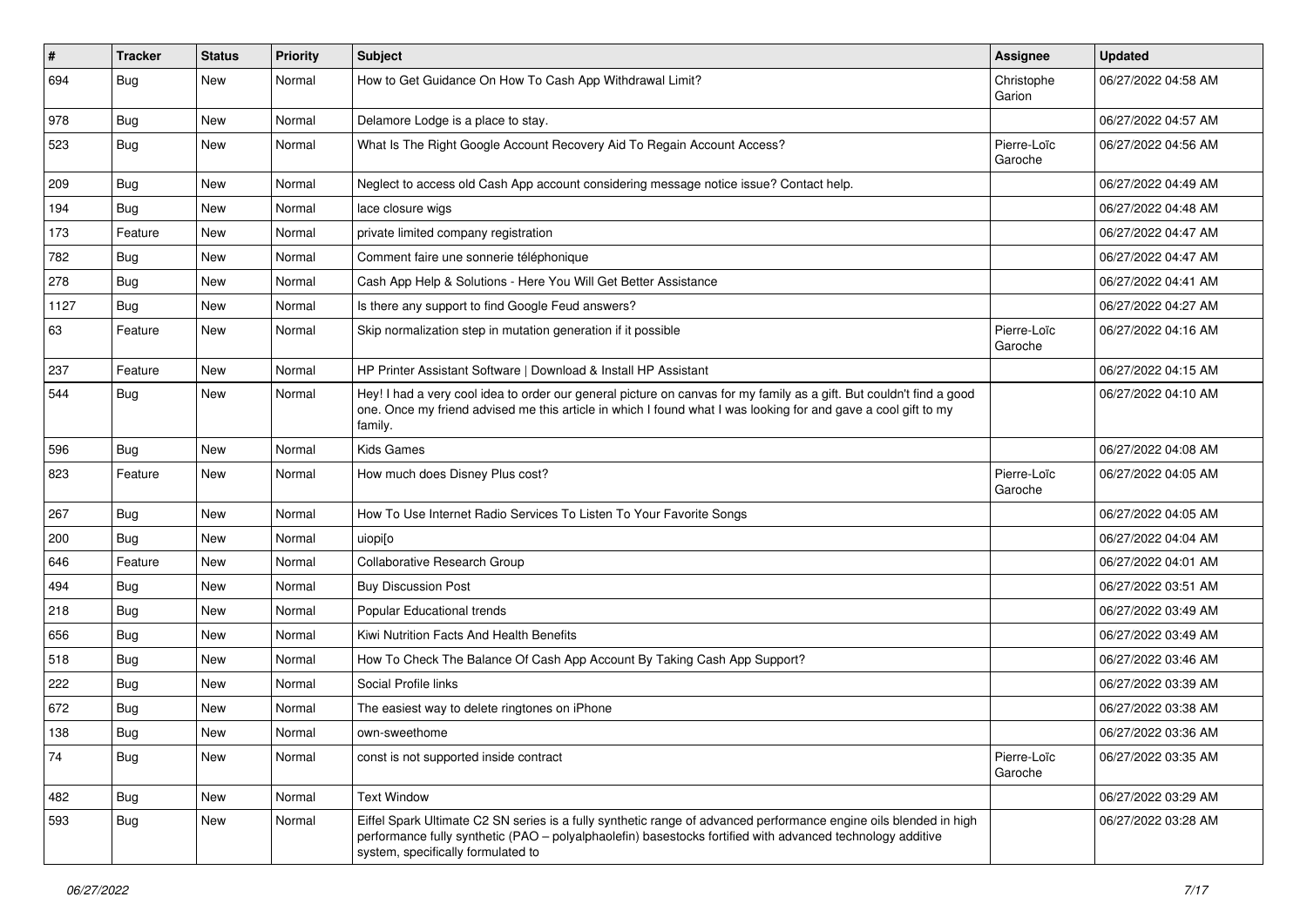| # | Tracker | Status | Priority | Subject | Assignee | Updated |
|---|---|---|---|---|---|---|
| 694 | Bug | New | Normal | How to Get Guidance On How To Cash App Withdrawal Limit? | Christophe Garion | 06/27/2022 04:58 AM |
| 978 | Bug | New | Normal | Delamore Lodge is a place to stay. | | 06/27/2022 04:57 AM |
| 523 | Bug | New | Normal | What Is The Right Google Account Recovery Aid To Regain Account Access? | Pierre-Loïc Garoche | 06/27/2022 04:56 AM |
| 209 | Bug | New | Normal | Neglect to access old Cash App account considering message notice issue? Contact help. | | 06/27/2022 04:49 AM |
| 194 | Bug | New | Normal | lace closure wigs | | 06/27/2022 04:48 AM |
| 173 | Feature | New | Normal | private limited company registration | | 06/27/2022 04:47 AM |
| 782 | Bug | New | Normal | Comment faire une sonnerie téléphonique | | 06/27/2022 04:47 AM |
| 278 | Bug | New | Normal | Cash App Help & Solutions - Here You Will Get Better Assistance | | 06/27/2022 04:41 AM |
| 1127 | Bug | New | Normal | Is there any support to find Google Feud answers? | | 06/27/2022 04:27 AM |
| 63 | Feature | New | Normal | Skip normalization step in mutation generation if it possible | Pierre-Loïc Garoche | 06/27/2022 04:16 AM |
| 237 | Feature | New | Normal | HP Printer Assistant Software \| Download & Install HP Assistant | | 06/27/2022 04:15 AM |
| 544 | Bug | New | Normal | Hey! I had a very cool idea to order our general picture on canvas for my family as a gift. But couldn't find a good one. Once my friend advised me this article in which I found what I was looking for and gave a cool gift to my family. | | 06/27/2022 04:10 AM |
| 596 | Bug | New | Normal | Kids Games | | 06/27/2022 04:08 AM |
| 823 | Feature | New | Normal | How much does Disney Plus cost? | Pierre-Loïc Garoche | 06/27/2022 04:05 AM |
| 267 | Bug | New | Normal | How To Use Internet Radio Services To Listen To Your Favorite Songs | | 06/27/2022 04:05 AM |
| 200 | Bug | New | Normal | uiopi[o | | 06/27/2022 04:04 AM |
| 646 | Feature | New | Normal | Collaborative Research Group | | 06/27/2022 04:01 AM |
| 494 | Bug | New | Normal | Buy Discussion Post | | 06/27/2022 03:51 AM |
| 218 | Bug | New | Normal | Popular Educational trends | | 06/27/2022 03:49 AM |
| 656 | Bug | New | Normal | Kiwi Nutrition Facts And Health Benefits | | 06/27/2022 03:49 AM |
| 518 | Bug | New | Normal | How To Check The Balance Of Cash App Account By Taking Cash App Support? | | 06/27/2022 03:46 AM |
| 222 | Bug | New | Normal | Social Profile links | | 06/27/2022 03:39 AM |
| 672 | Bug | New | Normal | The easiest way to delete ringtones on iPhone | | 06/27/2022 03:38 AM |
| 138 | Bug | New | Normal | own-sweethome | | 06/27/2022 03:36 AM |
| 74 | Bug | New | Normal | const is not supported inside contract | Pierre-Loïc Garoche | 06/27/2022 03:35 AM |
| 482 | Bug | New | Normal | Text Window | | 06/27/2022 03:29 AM |
| 593 | Bug | New | Normal | Eiffel Spark Ultimate C2 SN series is a fully synthetic range of advanced performance engine oils blended in high performance fully synthetic (PAO – polyalphaolefin) basestocks fortified with advanced technology additive system, specifically formulated to | | 06/27/2022 03:28 AM |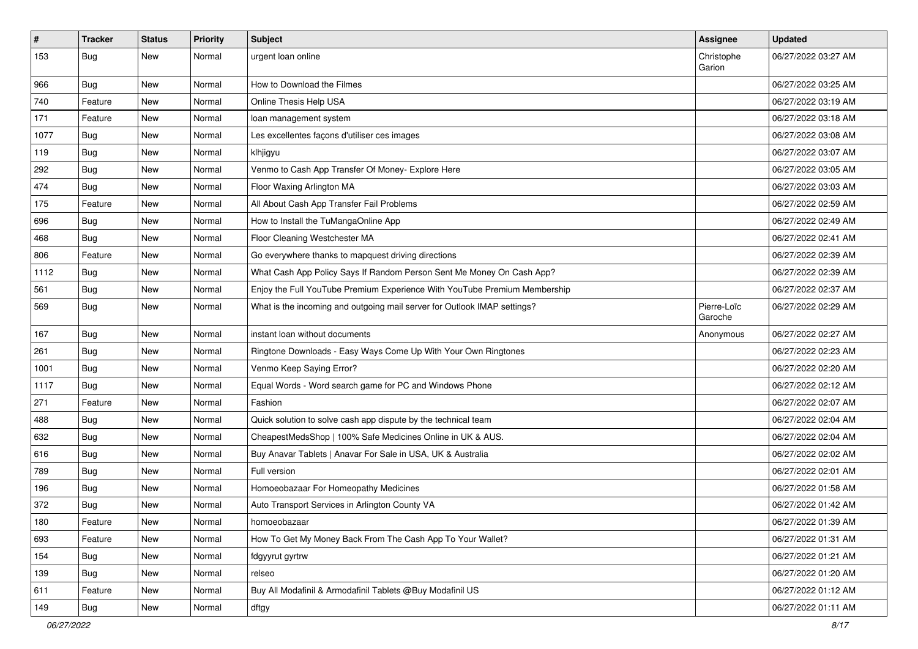| # | Tracker | Status | Priority | Subject | Assignee | Updated |
|---|---|---|---|---|---|---|
| 153 | Bug | New | Normal | urgent loan online | Christophe Garion | 06/27/2022 03:27 AM |
| 966 | Bug | New | Normal | How to Download the Filmes | | 06/27/2022 03:25 AM |
| 740 | Feature | New | Normal | Online Thesis Help USA | | 06/27/2022 03:19 AM |
| 171 | Feature | New | Normal | loan management system | | 06/27/2022 03:18 AM |
| 1077 | Bug | New | Normal | Les excellentes façons d'utiliser ces images | | 06/27/2022 03:08 AM |
| 119 | Bug | New | Normal | klhjigyu | | 06/27/2022 03:07 AM |
| 292 | Bug | New | Normal | Venmo to Cash App Transfer Of Money- Explore Here | | 06/27/2022 03:05 AM |
| 474 | Bug | New | Normal | Floor Waxing Arlington MA | | 06/27/2022 03:03 AM |
| 175 | Feature | New | Normal | All About Cash App Transfer Fail Problems | | 06/27/2022 02:59 AM |
| 696 | Bug | New | Normal | How to Install the TuMangaOnline App | | 06/27/2022 02:49 AM |
| 468 | Bug | New | Normal | Floor Cleaning Westchester MA | | 06/27/2022 02:41 AM |
| 806 | Feature | New | Normal | Go everywhere thanks to mapquest driving directions | | 06/27/2022 02:39 AM |
| 1112 | Bug | New | Normal | What Cash App Policy Says If Random Person Sent Me Money On Cash App? | | 06/27/2022 02:39 AM |
| 561 | Bug | New | Normal | Enjoy the Full YouTube Premium Experience With YouTube Premium Membership | | 06/27/2022 02:37 AM |
| 569 | Bug | New | Normal | What is the incoming and outgoing mail server for Outlook IMAP settings? | Pierre-Loïc Garoche | 06/27/2022 02:29 AM |
| 167 | Bug | New | Normal | instant loan without documents | Anonymous | 06/27/2022 02:27 AM |
| 261 | Bug | New | Normal | Ringtone Downloads - Easy Ways Come Up With Your Own Ringtones | | 06/27/2022 02:23 AM |
| 1001 | Bug | New | Normal | Venmo Keep Saying Error? | | 06/27/2022 02:20 AM |
| 1117 | Bug | New | Normal | Equal Words - Word search game for PC and Windows Phone | | 06/27/2022 02:12 AM |
| 271 | Feature | New | Normal | Fashion | | 06/27/2022 02:07 AM |
| 488 | Bug | New | Normal | Quick solution to solve cash app dispute by the technical team | | 06/27/2022 02:04 AM |
| 632 | Bug | New | Normal | CheapestMedsShop \| 100% Safe Medicines Online in UK & AUS. | | 06/27/2022 02:04 AM |
| 616 | Bug | New | Normal | Buy Anavar Tablets \| Anavar For Sale in USA, UK & Australia | | 06/27/2022 02:02 AM |
| 789 | Bug | New | Normal | Full version | | 06/27/2022 02:01 AM |
| 196 | Bug | New | Normal | Homoeobazaar For Homeopathy Medicines | | 06/27/2022 01:58 AM |
| 372 | Bug | New | Normal | Auto Transport Services in Arlington County VA | | 06/27/2022 01:42 AM |
| 180 | Feature | New | Normal | homoeobazaar | | 06/27/2022 01:39 AM |
| 693 | Feature | New | Normal | How To Get My Money Back From The Cash App To Your Wallet? | | 06/27/2022 01:31 AM |
| 154 | Bug | New | Normal | fdgyyrut gyrtrw | | 06/27/2022 01:21 AM |
| 139 | Bug | New | Normal | relseo | | 06/27/2022 01:20 AM |
| 611 | Feature | New | Normal | Buy All Modafinil & Armodafinil Tablets @Buy Modafinil US | | 06/27/2022 01:12 AM |
| 149 | Bug | New | Normal | dftgy | | 06/27/2022 01:11 AM |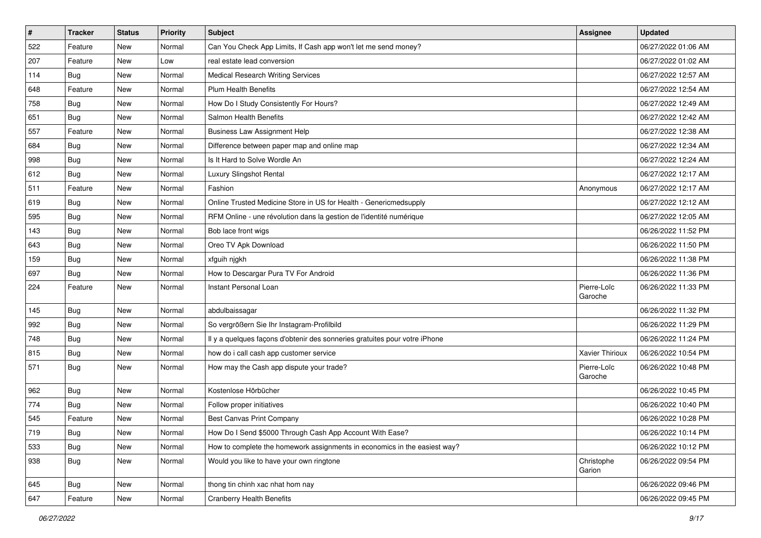| # | Tracker | Status | Priority | Subject | Assignee | Updated |
|---|---|---|---|---|---|---|
| 522 | Feature | New | Normal | Can You Check App Limits, If Cash app won't let me send money? | | 06/27/2022 01:06 AM |
| 207 | Feature | New | Low | real estate lead conversion | | 06/27/2022 01:02 AM |
| 114 | Bug | New | Normal | Medical Research Writing Services | | 06/27/2022 12:57 AM |
| 648 | Feature | New | Normal | Plum Health Benefits | | 06/27/2022 12:54 AM |
| 758 | Bug | New | Normal | How Do I Study Consistently For Hours? | | 06/27/2022 12:49 AM |
| 651 | Bug | New | Normal | Salmon Health Benefits | | 06/27/2022 12:42 AM |
| 557 | Feature | New | Normal | Business Law Assignment Help | | 06/27/2022 12:38 AM |
| 684 | Bug | New | Normal | Difference between paper map and online map | | 06/27/2022 12:34 AM |
| 998 | Bug | New | Normal | Is It Hard to Solve Wordle An | | 06/27/2022 12:24 AM |
| 612 | Bug | New | Normal | Luxury Slingshot Rental | | 06/27/2022 12:17 AM |
| 511 | Feature | New | Normal | Fashion | Anonymous | 06/27/2022 12:17 AM |
| 619 | Bug | New | Normal | Online Trusted Medicine Store in US for Health - Genericmedsupply | | 06/27/2022 12:12 AM |
| 595 | Bug | New | Normal | RFM Online - une révolution dans la gestion de l'identité numérique | | 06/27/2022 12:05 AM |
| 143 | Bug | New | Normal | Bob lace front wigs | | 06/26/2022 11:52 PM |
| 643 | Bug | New | Normal | Oreo TV Apk Download | | 06/26/2022 11:50 PM |
| 159 | Bug | New | Normal | xfguih njgkh | | 06/26/2022 11:38 PM |
| 697 | Bug | New | Normal | How to Descargar Pura TV For Android | | 06/26/2022 11:36 PM |
| 224 | Feature | New | Normal | Instant Personal Loan | Pierre-Loïc Garoche | 06/26/2022 11:33 PM |
| 145 | Bug | New | Normal | abdulbaissagar | | 06/26/2022 11:32 PM |
| 992 | Bug | New | Normal | So vergrößern Sie Ihr Instagram-Profilbild | | 06/26/2022 11:29 PM |
| 748 | Bug | New | Normal | Il y a quelques façons d'obtenir des sonneries gratuites pour votre iPhone | | 06/26/2022 11:24 PM |
| 815 | Bug | New | Normal | how do i call cash app customer service | Xavier Thirioux | 06/26/2022 10:54 PM |
| 571 | Bug | New | Normal | How may the Cash app dispute your trade? | Pierre-Loïc Garoche | 06/26/2022 10:48 PM |
| 962 | Bug | New | Normal | Kostenlose Hörbücher | | 06/26/2022 10:45 PM |
| 774 | Bug | New | Normal | Follow proper initiatives | | 06/26/2022 10:40 PM |
| 545 | Feature | New | Normal | Best Canvas Print Company | | 06/26/2022 10:28 PM |
| 719 | Bug | New | Normal | How Do I Send $5000 Through Cash App Account With Ease? | | 06/26/2022 10:14 PM |
| 533 | Bug | New | Normal | How to complete the homework assignments in economics in the easiest way? | | 06/26/2022 10:12 PM |
| 938 | Bug | New | Normal | Would you like to have your own ringtone | Christophe Garion | 06/26/2022 09:54 PM |
| 645 | Bug | New | Normal | thong tin chinh xac nhat hom nay | | 06/26/2022 09:46 PM |
| 647 | Feature | New | Normal | Cranberry Health Benefits | | 06/26/2022 09:45 PM |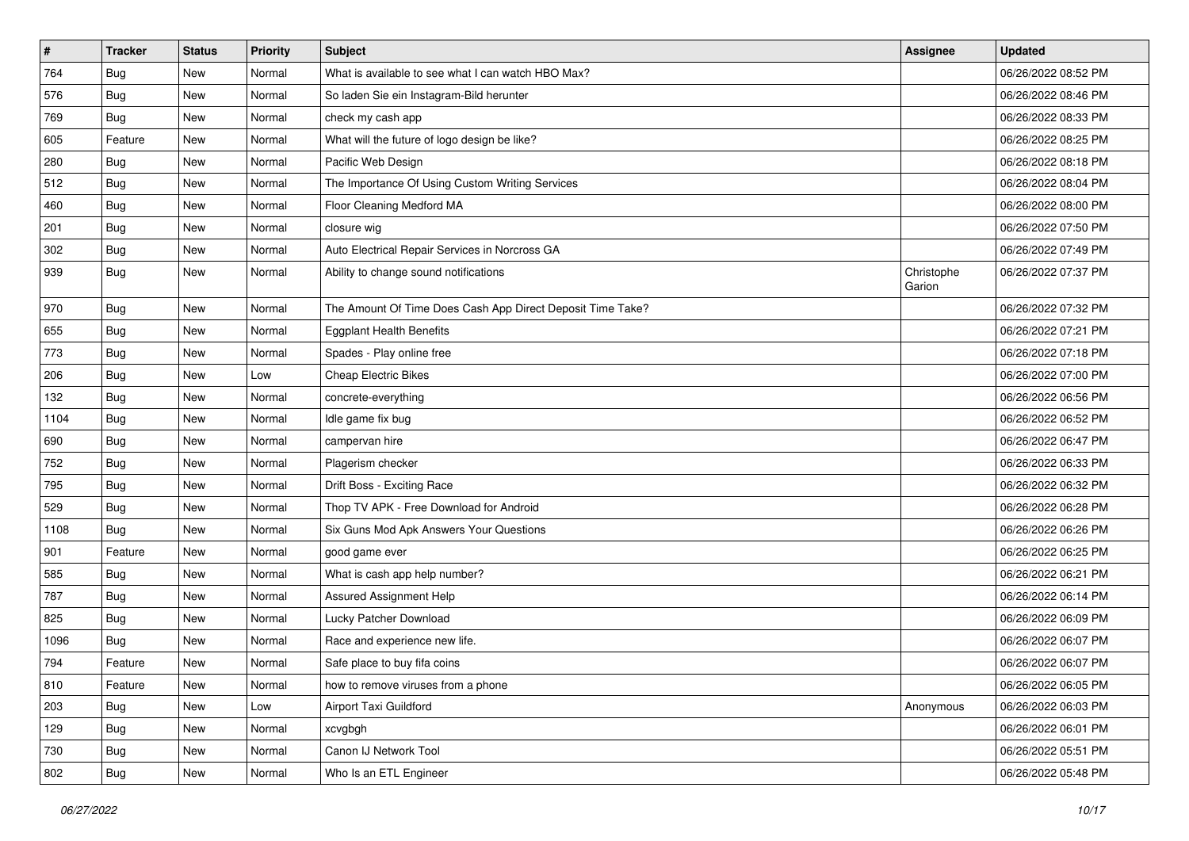| # | Tracker | Status | Priority | Subject | Assignee | Updated |
|---|---|---|---|---|---|---|
| 764 | Bug | New | Normal | What is available to see what I can watch HBO Max? | | 06/26/2022 08:52 PM |
| 576 | Bug | New | Normal | So laden Sie ein Instagram-Bild herunter | | 06/26/2022 08:46 PM |
| 769 | Bug | New | Normal | check my cash app | | 06/26/2022 08:33 PM |
| 605 | Feature | New | Normal | What will the future of logo design be like? | | 06/26/2022 08:25 PM |
| 280 | Bug | New | Normal | Pacific Web Design | | 06/26/2022 08:18 PM |
| 512 | Bug | New | Normal | The Importance Of Using Custom Writing Services | | 06/26/2022 08:04 PM |
| 460 | Bug | New | Normal | Floor Cleaning Medford MA | | 06/26/2022 08:00 PM |
| 201 | Bug | New | Normal | closure wig | | 06/26/2022 07:50 PM |
| 302 | Bug | New | Normal | Auto Electrical Repair Services in Norcross GA | | 06/26/2022 07:49 PM |
| 939 | Bug | New | Normal | Ability to change sound notifications | Christophe Garion | 06/26/2022 07:37 PM |
| 970 | Bug | New | Normal | The Amount Of Time Does Cash App Direct Deposit Time Take? | | 06/26/2022 07:32 PM |
| 655 | Bug | New | Normal | Eggplant Health Benefits | | 06/26/2022 07:21 PM |
| 773 | Bug | New | Normal | Spades - Play online free | | 06/26/2022 07:18 PM |
| 206 | Bug | New | Low | Cheap Electric Bikes | | 06/26/2022 07:00 PM |
| 132 | Bug | New | Normal | concrete-everything | | 06/26/2022 06:56 PM |
| 1104 | Bug | New | Normal | Idle game fix bug | | 06/26/2022 06:52 PM |
| 690 | Bug | New | Normal | campervan hire | | 06/26/2022 06:47 PM |
| 752 | Bug | New | Normal | Plagerism checker | | 06/26/2022 06:33 PM |
| 795 | Bug | New | Normal | Drift Boss - Exciting Race | | 06/26/2022 06:32 PM |
| 529 | Bug | New | Normal | Thop TV APK - Free Download for Android | | 06/26/2022 06:28 PM |
| 1108 | Bug | New | Normal | Six Guns Mod Apk Answers Your Questions | | 06/26/2022 06:26 PM |
| 901 | Feature | New | Normal | good game ever | | 06/26/2022 06:25 PM |
| 585 | Bug | New | Normal | What is cash app help number? | | 06/26/2022 06:21 PM |
| 787 | Bug | New | Normal | Assured Assignment Help | | 06/26/2022 06:14 PM |
| 825 | Bug | New | Normal | Lucky Patcher Download | | 06/26/2022 06:09 PM |
| 1096 | Bug | New | Normal | Race and experience new life. | | 06/26/2022 06:07 PM |
| 794 | Feature | New | Normal | Safe place to buy fifa coins | | 06/26/2022 06:07 PM |
| 810 | Feature | New | Normal | how to remove viruses from a phone | | 06/26/2022 06:05 PM |
| 203 | Bug | New | Low | Airport Taxi Guildford | Anonymous | 06/26/2022 06:03 PM |
| 129 | Bug | New | Normal | xcvgbgh | | 06/26/2022 06:01 PM |
| 730 | Bug | New | Normal | Canon IJ Network Tool | | 06/26/2022 05:51 PM |
| 802 | Bug | New | Normal | Who Is an ETL Engineer | | 06/26/2022 05:48 PM |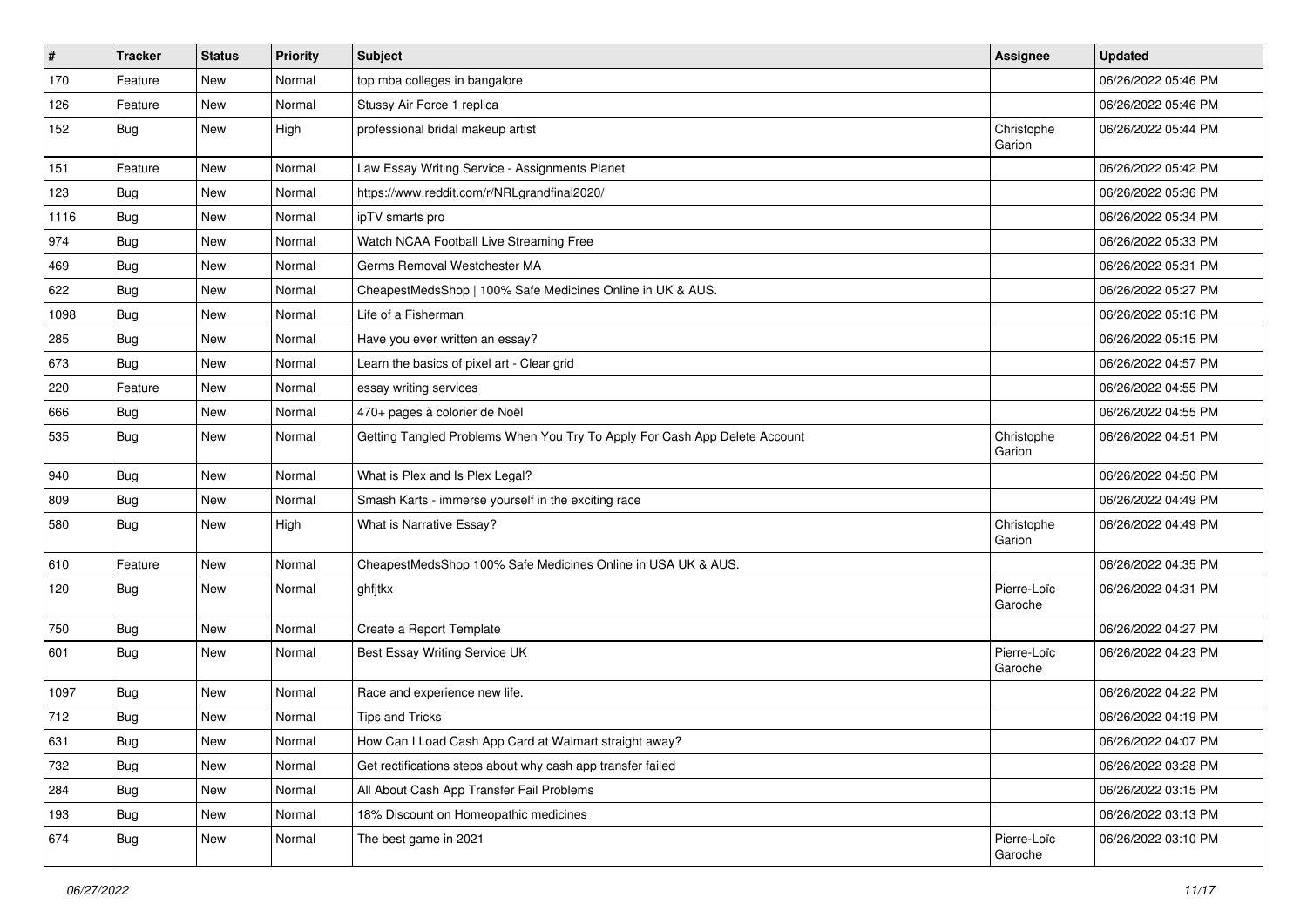| # | Tracker | Status | Priority | Subject | Assignee | Updated |
|---|---|---|---|---|---|---|
| 170 | Feature | New | Normal | top mba colleges in bangalore | | 06/26/2022 05:46 PM |
| 126 | Feature | New | Normal | Stussy Air Force 1 replica | | 06/26/2022 05:46 PM |
| 152 | Bug | New | High | professional bridal makeup artist | Christophe Garion | 06/26/2022 05:44 PM |
| 151 | Feature | New | Normal | Law Essay Writing Service - Assignments Planet | | 06/26/2022 05:42 PM |
| 123 | Bug | New | Normal | https://www.reddit.com/r/NRLgrandfinal2020/ | | 06/26/2022 05:36 PM |
| 1116 | Bug | New | Normal | ipTV smarts pro | | 06/26/2022 05:34 PM |
| 974 | Bug | New | Normal | Watch NCAA Football Live Streaming Free | | 06/26/2022 05:33 PM |
| 469 | Bug | New | Normal | Germs Removal Westchester MA | | 06/26/2022 05:31 PM |
| 622 | Bug | New | Normal | CheapestMedsShop \| 100% Safe Medicines Online in UK & AUS. | | 06/26/2022 05:27 PM |
| 1098 | Bug | New | Normal | Life of a Fisherman | | 06/26/2022 05:16 PM |
| 285 | Bug | New | Normal | Have you ever written an essay? | | 06/26/2022 05:15 PM |
| 673 | Bug | New | Normal | Learn the basics of pixel art - Clear grid | | 06/26/2022 04:57 PM |
| 220 | Feature | New | Normal | essay writing services | | 06/26/2022 04:55 PM |
| 666 | Bug | New | Normal | 470+ pages à colorier de Noël | | 06/26/2022 04:55 PM |
| 535 | Bug | New | Normal | Getting Tangled Problems When You Try To Apply For Cash App Delete Account | Christophe Garion | 06/26/2022 04:51 PM |
| 940 | Bug | New | Normal | What is Plex and Is Plex Legal? | | 06/26/2022 04:50 PM |
| 809 | Bug | New | Normal | Smash Karts - immerse yourself in the exciting race | | 06/26/2022 04:49 PM |
| 580 | Bug | New | High | What is Narrative Essay? | Christophe Garion | 06/26/2022 04:49 PM |
| 610 | Feature | New | Normal | CheapestMedsShop 100% Safe Medicines Online in USA UK & AUS. | | 06/26/2022 04:35 PM |
| 120 | Bug | New | Normal | ghfjtkx | Pierre-Loïc Garoche | 06/26/2022 04:31 PM |
| 750 | Bug | New | Normal | Create a Report Template | | 06/26/2022 04:27 PM |
| 601 | Bug | New | Normal | Best Essay Writing Service UK | Pierre-Loïc Garoche | 06/26/2022 04:23 PM |
| 1097 | Bug | New | Normal | Race and experience new life. | | 06/26/2022 04:22 PM |
| 712 | Bug | New | Normal | Tips and Tricks | | 06/26/2022 04:19 PM |
| 631 | Bug | New | Normal | How Can I Load Cash App Card at Walmart straight away? | | 06/26/2022 04:07 PM |
| 732 | Bug | New | Normal | Get rectifications steps about why cash app transfer failed | | 06/26/2022 03:28 PM |
| 284 | Bug | New | Normal | All About Cash App Transfer Fail Problems | | 06/26/2022 03:15 PM |
| 193 | Bug | New | Normal | 18% Discount on Homeopathic medicines | | 06/26/2022 03:13 PM |
| 674 | Bug | New | Normal | The best game in 2021 | Pierre-Loïc Garoche | 06/26/2022 03:10 PM |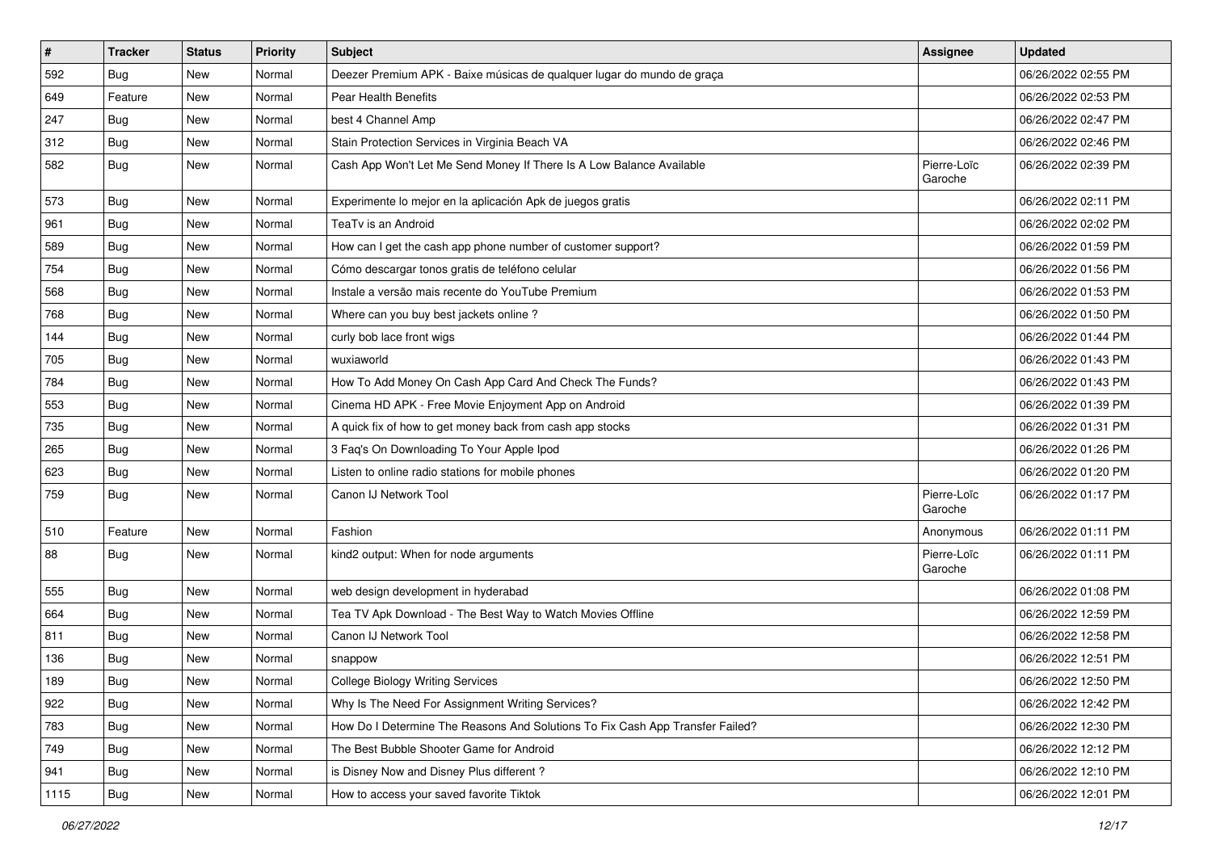| # | Tracker | Status | Priority | Subject | Assignee | Updated |
|---|---|---|---|---|---|---|
| 592 | Bug | New | Normal | Deezer Premium APK - Baixe músicas de qualquer lugar do mundo de graça | | 06/26/2022 02:55 PM |
| 649 | Feature | New | Normal | Pear Health Benefits | | 06/26/2022 02:53 PM |
| 247 | Bug | New | Normal | best 4 Channel Amp | | 06/26/2022 02:47 PM |
| 312 | Bug | New | Normal | Stain Protection Services in Virginia Beach VA | | 06/26/2022 02:46 PM |
| 582 | Bug | New | Normal | Cash App Won't Let Me Send Money If There Is A Low Balance Available | Pierre-Loïc Garoche | 06/26/2022 02:39 PM |
| 573 | Bug | New | Normal | Experimente lo mejor en la aplicación Apk de juegos gratis | | 06/26/2022 02:11 PM |
| 961 | Bug | New | Normal | TeaTv is an Android | | 06/26/2022 02:02 PM |
| 589 | Bug | New | Normal | How can I get the cash app phone number of customer support? | | 06/26/2022 01:59 PM |
| 754 | Bug | New | Normal | Cómo descargar tonos gratis de teléfono celular | | 06/26/2022 01:56 PM |
| 568 | Bug | New | Normal | Instale a versão mais recente do YouTube Premium | | 06/26/2022 01:53 PM |
| 768 | Bug | New | Normal | Where can you buy best jackets online ? | | 06/26/2022 01:50 PM |
| 144 | Bug | New | Normal | curly bob lace front wigs | | 06/26/2022 01:44 PM |
| 705 | Bug | New | Normal | wuxiaworld | | 06/26/2022 01:43 PM |
| 784 | Bug | New | Normal | How To Add Money On Cash App Card And Check The Funds? | | 06/26/2022 01:43 PM |
| 553 | Bug | New | Normal | Cinema HD APK - Free Movie Enjoyment App on Android | | 06/26/2022 01:39 PM |
| 735 | Bug | New | Normal | A quick fix of how to get money back from cash app stocks | | 06/26/2022 01:31 PM |
| 265 | Bug | New | Normal | 3 Faq's On Downloading To Your Apple Ipod | | 06/26/2022 01:26 PM |
| 623 | Bug | New | Normal | Listen to online radio stations for mobile phones | | 06/26/2022 01:20 PM |
| 759 | Bug | New | Normal | Canon IJ Network Tool | Pierre-Loïc Garoche | 06/26/2022 01:17 PM |
| 510 | Feature | New | Normal | Fashion | Anonymous | 06/26/2022 01:11 PM |
| 88 | Bug | New | Normal | kind2 output: When for node arguments | Pierre-Loïc Garoche | 06/26/2022 01:11 PM |
| 555 | Bug | New | Normal | web design development in hyderabad | | 06/26/2022 01:08 PM |
| 664 | Bug | New | Normal | Tea TV Apk Download - The Best Way to Watch Movies Offline | | 06/26/2022 12:59 PM |
| 811 | Bug | New | Normal | Canon IJ Network Tool | | 06/26/2022 12:58 PM |
| 136 | Bug | New | Normal | snappow | | 06/26/2022 12:51 PM |
| 189 | Bug | New | Normal | College Biology Writing Services | | 06/26/2022 12:50 PM |
| 922 | Bug | New | Normal | Why Is The Need For Assignment Writing Services? | | 06/26/2022 12:42 PM |
| 783 | Bug | New | Normal | How Do I Determine The Reasons And Solutions To Fix Cash App Transfer Failed? | | 06/26/2022 12:30 PM |
| 749 | Bug | New | Normal | The Best Bubble Shooter Game for Android | | 06/26/2022 12:12 PM |
| 941 | Bug | New | Normal | is Disney Now and Disney Plus different ? | | 06/26/2022 12:10 PM |
| 1115 | Bug | New | Normal | How to access your saved favorite Tiktok | | 06/26/2022 12:01 PM |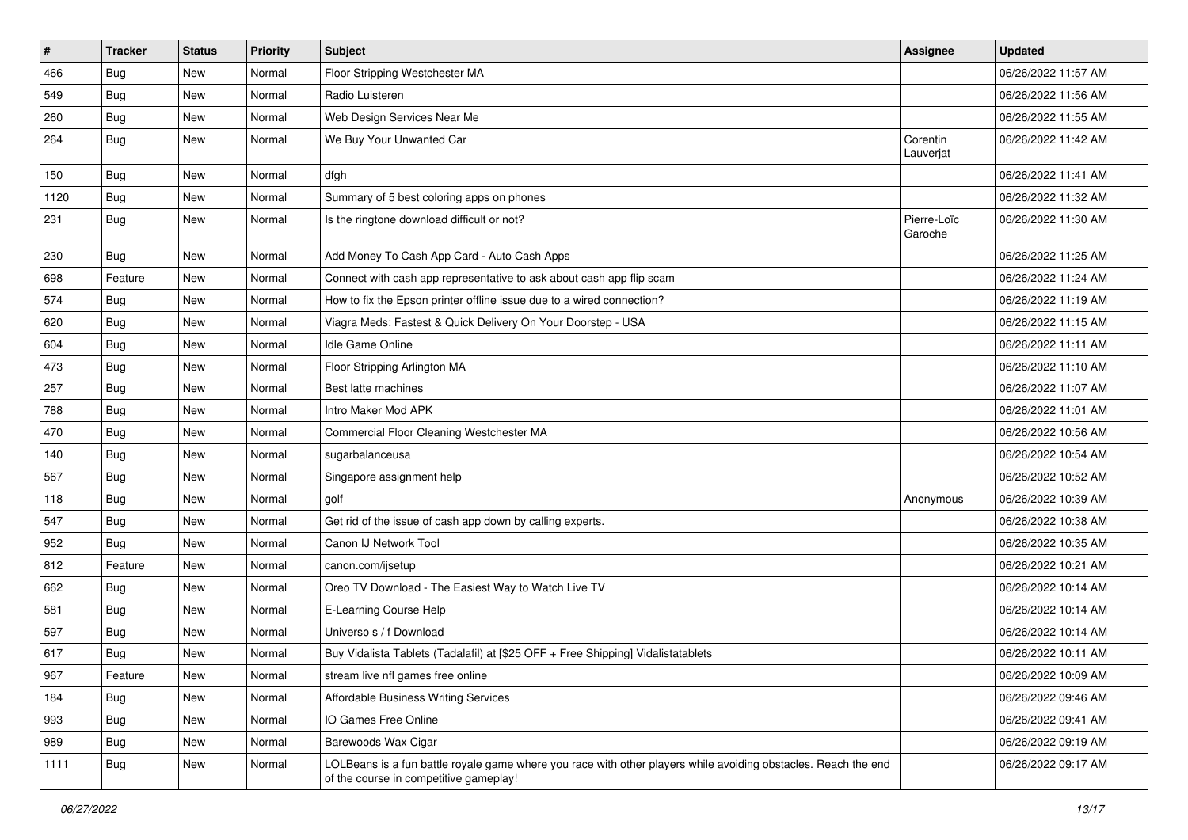| # | Tracker | Status | Priority | Subject | Assignee | Updated |
| --- | --- | --- | --- | --- | --- | --- |
| 466 | Bug | New | Normal | Floor Stripping Westchester MA | | 06/26/2022 11:57 AM |
| 549 | Bug | New | Normal | Radio Luisteren | | 06/26/2022 11:56 AM |
| 260 | Bug | New | Normal | Web Design Services Near Me | | 06/26/2022 11:55 AM |
| 264 | Bug | New | Normal | We Buy Your Unwanted Car | Corentin Lauverjat | 06/26/2022 11:42 AM |
| 150 | Bug | New | Normal | dfgh | | 06/26/2022 11:41 AM |
| 1120 | Bug | New | Normal | Summary of 5 best coloring apps on phones | | 06/26/2022 11:32 AM |
| 231 | Bug | New | Normal | Is the ringtone download difficult or not? | Pierre-Loïc Garoche | 06/26/2022 11:30 AM |
| 230 | Bug | New | Normal | Add Money To Cash App Card - Auto Cash Apps | | 06/26/2022 11:25 AM |
| 698 | Feature | New | Normal | Connect with cash app representative to ask about cash app flip scam | | 06/26/2022 11:24 AM |
| 574 | Bug | New | Normal | How to fix the Epson printer offline issue due to a wired connection? | | 06/26/2022 11:19 AM |
| 620 | Bug | New | Normal | Viagra Meds: Fastest & Quick Delivery On Your Doorstep - USA | | 06/26/2022 11:15 AM |
| 604 | Bug | New | Normal | Idle Game Online | | 06/26/2022 11:11 AM |
| 473 | Bug | New | Normal | Floor Stripping Arlington MA | | 06/26/2022 11:10 AM |
| 257 | Bug | New | Normal | Best latte machines | | 06/26/2022 11:07 AM |
| 788 | Bug | New | Normal | Intro Maker Mod APK | | 06/26/2022 11:01 AM |
| 470 | Bug | New | Normal | Commercial Floor Cleaning Westchester MA | | 06/26/2022 10:56 AM |
| 140 | Bug | New | Normal | sugarbalanceusa | | 06/26/2022 10:54 AM |
| 567 | Bug | New | Normal | Singapore assignment help | | 06/26/2022 10:52 AM |
| 118 | Bug | New | Normal | golf | Anonymous | 06/26/2022 10:39 AM |
| 547 | Bug | New | Normal | Get rid of the issue of cash app down by calling experts. | | 06/26/2022 10:38 AM |
| 952 | Bug | New | Normal | Canon IJ Network Tool | | 06/26/2022 10:35 AM |
| 812 | Feature | New | Normal | canon.com/ijsetup | | 06/26/2022 10:21 AM |
| 662 | Bug | New | Normal | Oreo TV Download - The Easiest Way to Watch Live TV | | 06/26/2022 10:14 AM |
| 581 | Bug | New | Normal | E-Learning Course Help | | 06/26/2022 10:14 AM |
| 597 | Bug | New | Normal | Universo s / f Download | | 06/26/2022 10:14 AM |
| 617 | Bug | New | Normal | Buy Vidalista Tablets (Tadalafil) at [$25 OFF + Free Shipping] Vidalistatablets | | 06/26/2022 10:11 AM |
| 967 | Feature | New | Normal | stream live nfl games free online | | 06/26/2022 10:09 AM |
| 184 | Bug | New | Normal | Affordable Business Writing Services | | 06/26/2022 09:46 AM |
| 993 | Bug | New | Normal | IO Games Free Online | | 06/26/2022 09:41 AM |
| 989 | Bug | New | Normal | Barewoods Wax Cigar | | 06/26/2022 09:19 AM |
| 1111 | Bug | New | Normal | LOLBeans is a fun battle royale game where you race with other players while avoiding obstacles. Reach the end of the course in competitive gameplay! | | 06/26/2022 09:17 AM |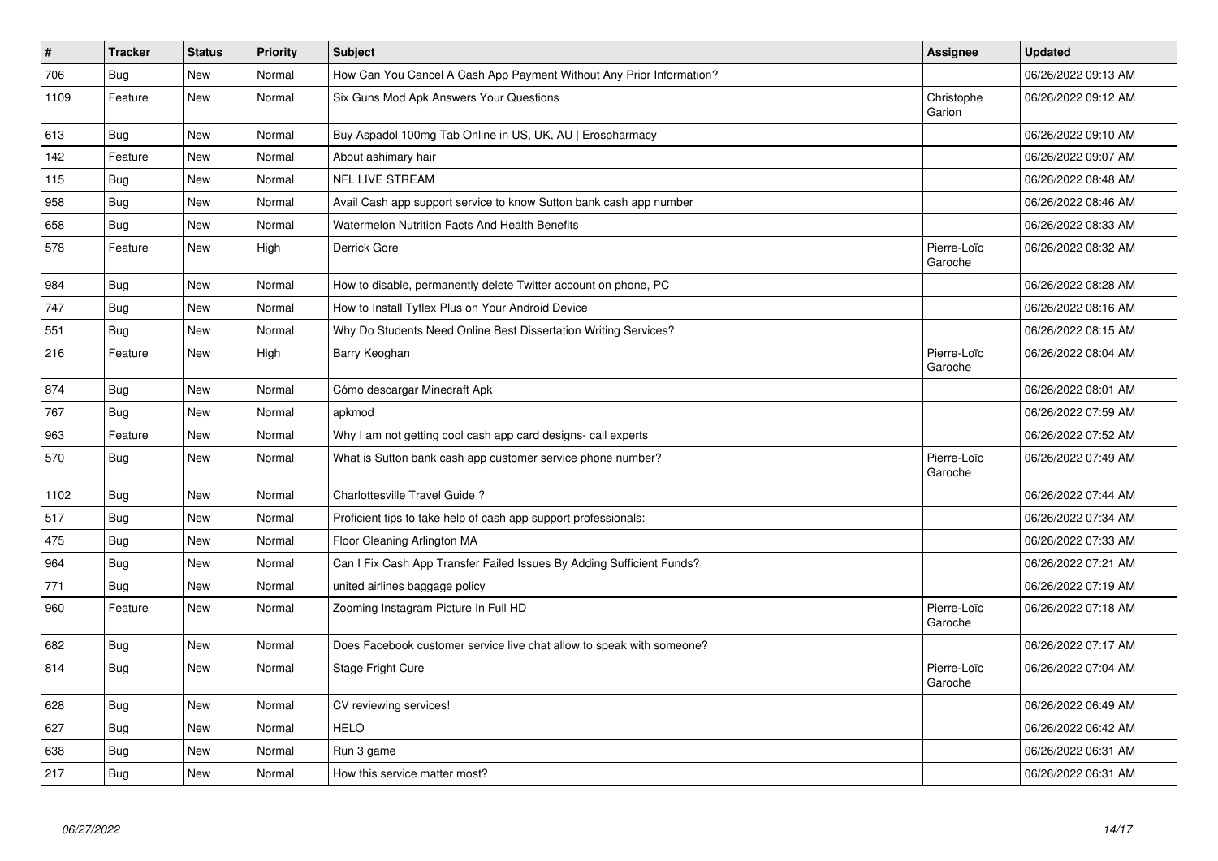| # | Tracker | Status | Priority | Subject | Assignee | Updated |
| --- | --- | --- | --- | --- | --- | --- |
| 706 | Bug | New | Normal | How Can You Cancel A Cash App Payment Without Any Prior Information? | | 06/26/2022 09:13 AM |
| 1109 | Feature | New | Normal | Six Guns Mod Apk Answers Your Questions | Christophe Garion | 06/26/2022 09:12 AM |
| 613 | Bug | New | Normal | Buy Aspadol 100mg Tab Online in US, UK, AU \| Erospharmacy | | 06/26/2022 09:10 AM |
| 142 | Feature | New | Normal | About ashimary hair | | 06/26/2022 09:07 AM |
| 115 | Bug | New | Normal | NFL LIVE STREAM | | 06/26/2022 08:48 AM |
| 958 | Bug | New | Normal | Avail Cash app support service to know Sutton bank cash app number | | 06/26/2022 08:46 AM |
| 658 | Bug | New | Normal | Watermelon Nutrition Facts And Health Benefits | | 06/26/2022 08:33 AM |
| 578 | Feature | New | High | Derrick Gore | Pierre-Loïc Garoche | 06/26/2022 08:32 AM |
| 984 | Bug | New | Normal | How to disable, permanently delete Twitter account on phone, PC | | 06/26/2022 08:28 AM |
| 747 | Bug | New | Normal | How to Install Tyflex Plus on Your Android Device | | 06/26/2022 08:16 AM |
| 551 | Bug | New | Normal | Why Do Students Need Online Best Dissertation Writing Services? | | 06/26/2022 08:15 AM |
| 216 | Feature | New | High | Barry Keoghan | Pierre-Loïc Garoche | 06/26/2022 08:04 AM |
| 874 | Bug | New | Normal | Cómo descargar Minecraft Apk | | 06/26/2022 08:01 AM |
| 767 | Bug | New | Normal | apkmod | | 06/26/2022 07:59 AM |
| 963 | Feature | New | Normal | Why I am not getting cool cash app card designs- call experts | | 06/26/2022 07:52 AM |
| 570 | Bug | New | Normal | What is Sutton bank cash app customer service phone number? | Pierre-Loïc Garoche | 06/26/2022 07:49 AM |
| 1102 | Bug | New | Normal | Charlottesville Travel Guide ? | | 06/26/2022 07:44 AM |
| 517 | Bug | New | Normal | Proficient tips to take help of cash app support professionals: | | 06/26/2022 07:34 AM |
| 475 | Bug | New | Normal | Floor Cleaning Arlington MA | | 06/26/2022 07:33 AM |
| 964 | Bug | New | Normal | Can I Fix Cash App Transfer Failed Issues By Adding Sufficient Funds? | | 06/26/2022 07:21 AM |
| 771 | Bug | New | Normal | united airlines baggage policy | | 06/26/2022 07:19 AM |
| 960 | Feature | New | Normal | Zooming Instagram Picture In Full HD | Pierre-Loïc Garoche | 06/26/2022 07:18 AM |
| 682 | Bug | New | Normal | Does Facebook customer service live chat allow to speak with someone? | | 06/26/2022 07:17 AM |
| 814 | Bug | New | Normal | Stage Fright Cure | Pierre-Loïc Garoche | 06/26/2022 07:04 AM |
| 628 | Bug | New | Normal | CV reviewing services! | | 06/26/2022 06:49 AM |
| 627 | Bug | New | Normal | HELO | | 06/26/2022 06:42 AM |
| 638 | Bug | New | Normal | Run 3 game | | 06/26/2022 06:31 AM |
| 217 | Bug | New | Normal | How this service matter most? | | 06/26/2022 06:31 AM |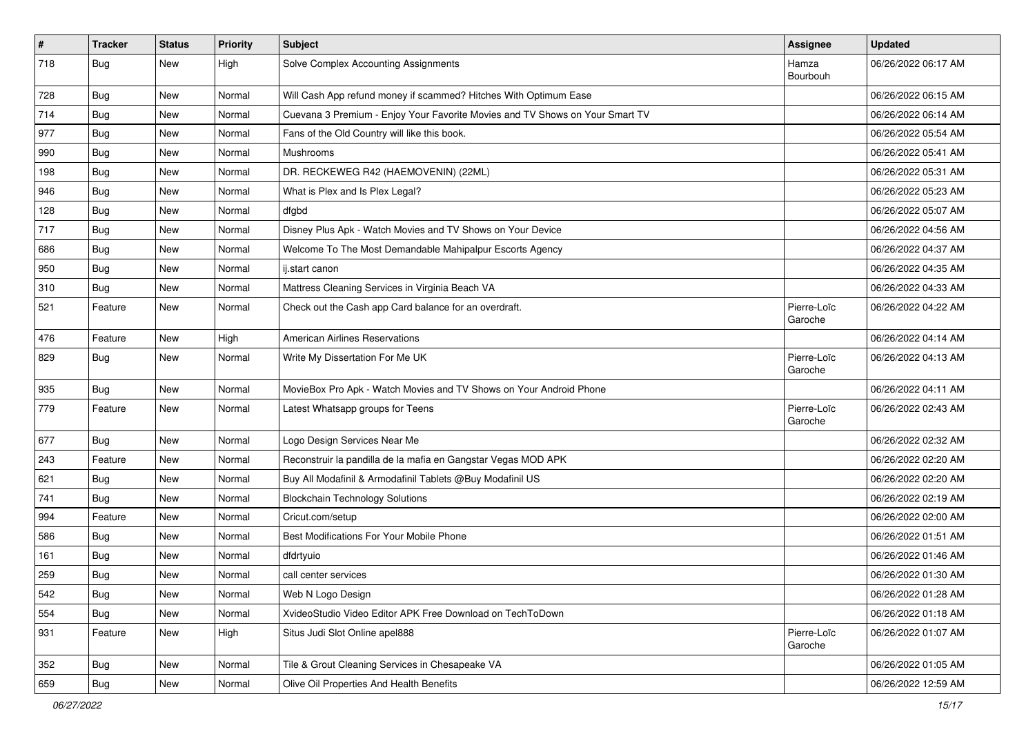| # | Tracker | Status | Priority | Subject | Assignee | Updated |
|---|---|---|---|---|---|---|
| 718 | Bug | New | High | Solve Complex Accounting Assignments | Hamza Bourbouh | 06/26/2022 06:17 AM |
| 728 | Bug | New | Normal | Will Cash App refund money if scammed? Hitches With Optimum Ease | | 06/26/2022 06:15 AM |
| 714 | Bug | New | Normal | Cuevana 3 Premium - Enjoy Your Favorite Movies and TV Shows on Your Smart TV | | 06/26/2022 06:14 AM |
| 977 | Bug | New | Normal | Fans of the Old Country will like this book. | | 06/26/2022 05:54 AM |
| 990 | Bug | New | Normal | Mushrooms | | 06/26/2022 05:41 AM |
| 198 | Bug | New | Normal | DR. RECKEWEG R42 (HAEMOVENIN) (22ML) | | 06/26/2022 05:31 AM |
| 946 | Bug | New | Normal | What is Plex and Is Plex Legal? | | 06/26/2022 05:23 AM |
| 128 | Bug | New | Normal | dfgbd | | 06/26/2022 05:07 AM |
| 717 | Bug | New | Normal | Disney Plus Apk - Watch Movies and TV Shows on Your Device | | 06/26/2022 04:56 AM |
| 686 | Bug | New | Normal | Welcome To The Most Demandable Mahipalpur Escorts Agency | | 06/26/2022 04:37 AM |
| 950 | Bug | New | Normal | ij.start canon | | 06/26/2022 04:35 AM |
| 310 | Bug | New | Normal | Mattress Cleaning Services in Virginia Beach VA | | 06/26/2022 04:33 AM |
| 521 | Feature | New | Normal | Check out the Cash app Card balance for an overdraft. | Pierre-Loïc Garoche | 06/26/2022 04:22 AM |
| 476 | Feature | New | High | American Airlines Reservations | | 06/26/2022 04:14 AM |
| 829 | Bug | New | Normal | Write My Dissertation For Me UK | Pierre-Loïc Garoche | 06/26/2022 04:13 AM |
| 935 | Bug | New | Normal | MovieBox Pro Apk - Watch Movies and TV Shows on Your Android Phone | | 06/26/2022 04:11 AM |
| 779 | Feature | New | Normal | Latest Whatsapp groups for Teens | Pierre-Loïc Garoche | 06/26/2022 02:43 AM |
| 677 | Bug | New | Normal | Logo Design Services Near Me | | 06/26/2022 02:32 AM |
| 243 | Feature | New | Normal | Reconstruir la pandilla de la mafia en Gangstar Vegas MOD APK | | 06/26/2022 02:20 AM |
| 621 | Bug | New | Normal | Buy All Modafinil & Armodafinil Tablets @Buy Modafinil US | | 06/26/2022 02:20 AM |
| 741 | Bug | New | Normal | Blockchain Technology Solutions | | 06/26/2022 02:19 AM |
| 994 | Feature | New | Normal | Cricut.com/setup | | 06/26/2022 02:00 AM |
| 586 | Bug | New | Normal | Best Modifications For Your Mobile Phone | | 06/26/2022 01:51 AM |
| 161 | Bug | New | Normal | dfdrtyuio | | 06/26/2022 01:46 AM |
| 259 | Bug | New | Normal | call center services | | 06/26/2022 01:30 AM |
| 542 | Bug | New | Normal | Web N Logo Design | | 06/26/2022 01:28 AM |
| 554 | Bug | New | Normal | XvideoStudio Video Editor APK Free Download on TechToDown | | 06/26/2022 01:18 AM |
| 931 | Feature | New | High | Situs Judi Slot Online apel888 | Pierre-Loïc Garoche | 06/26/2022 01:07 AM |
| 352 | Bug | New | Normal | Tile & Grout Cleaning Services in Chesapeake VA | | 06/26/2022 01:05 AM |
| 659 | Bug | New | Normal | Olive Oil Properties And Health Benefits | | 06/26/2022 12:59 AM |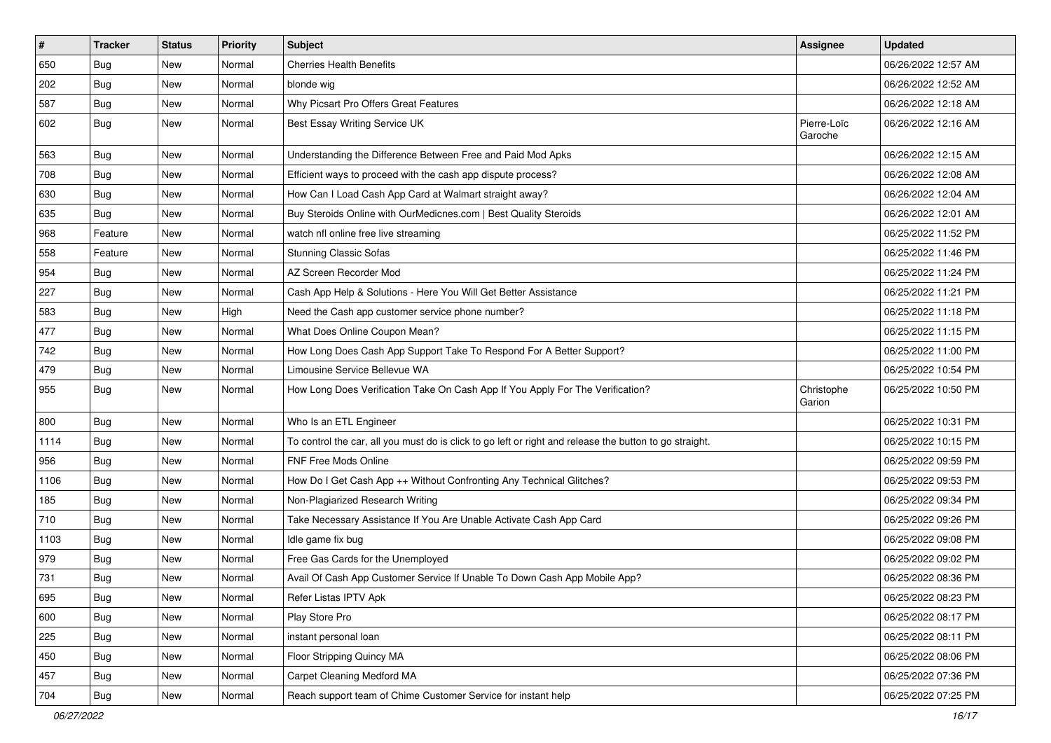| # | Tracker | Status | Priority | Subject | Assignee | Updated |
|---|---|---|---|---|---|---|
| 650 | Bug | New | Normal | Cherries Health Benefits | | 06/26/2022 12:57 AM |
| 202 | Bug | New | Normal | blonde wig | | 06/26/2022 12:52 AM |
| 587 | Bug | New | Normal | Why Picsart Pro Offers Great Features | | 06/26/2022 12:18 AM |
| 602 | Bug | New | Normal | Best Essay Writing Service UK | Pierre-Loïc Garoche | 06/26/2022 12:16 AM |
| 563 | Bug | New | Normal | Understanding the Difference Between Free and Paid Mod Apks | | 06/26/2022 12:15 AM |
| 708 | Bug | New | Normal | Efficient ways to proceed with the cash app dispute process? | | 06/26/2022 12:08 AM |
| 630 | Bug | New | Normal | How Can I Load Cash App Card at Walmart straight away? | | 06/26/2022 12:04 AM |
| 635 | Bug | New | Normal | Buy Steroids Online with OurMedicnes.com \| Best Quality Steroids | | 06/26/2022 12:01 AM |
| 968 | Feature | New | Normal | watch nfl online free live streaming | | 06/25/2022 11:52 PM |
| 558 | Feature | New | Normal | Stunning Classic Sofas | | 06/25/2022 11:46 PM |
| 954 | Bug | New | Normal | AZ Screen Recorder Mod | | 06/25/2022 11:24 PM |
| 227 | Bug | New | Normal | Cash App Help & Solutions - Here You Will Get Better Assistance | | 06/25/2022 11:21 PM |
| 583 | Bug | New | High | Need the Cash app customer service phone number? | | 06/25/2022 11:18 PM |
| 477 | Bug | New | Normal | What Does Online Coupon Mean? | | 06/25/2022 11:15 PM |
| 742 | Bug | New | Normal | How Long Does Cash App Support Take To Respond For A Better Support? | | 06/25/2022 11:00 PM |
| 479 | Bug | New | Normal | Limousine Service Bellevue WA | | 06/25/2022 10:54 PM |
| 955 | Bug | New | Normal | How Long Does Verification Take On Cash App If You Apply For The Verification? | Christophe Garion | 06/25/2022 10:50 PM |
| 800 | Bug | New | Normal | Who Is an ETL Engineer | | 06/25/2022 10:31 PM |
| 1114 | Bug | New | Normal | To control the car, all you must do is click to go left or right and release the button to go straight. | | 06/25/2022 10:15 PM |
| 956 | Bug | New | Normal | FNF Free Mods Online | | 06/25/2022 09:59 PM |
| 1106 | Bug | New | Normal | How Do I Get Cash App ++ Without Confronting Any Technical Glitches? | | 06/25/2022 09:53 PM |
| 185 | Bug | New | Normal | Non-Plagiarized Research Writing | | 06/25/2022 09:34 PM |
| 710 | Bug | New | Normal | Take Necessary Assistance If You Are Unable Activate Cash App Card | | 06/25/2022 09:26 PM |
| 1103 | Bug | New | Normal | Idle game fix bug | | 06/25/2022 09:08 PM |
| 979 | Bug | New | Normal | Free Gas Cards for the Unemployed | | 06/25/2022 09:02 PM |
| 731 | Bug | New | Normal | Avail Of Cash App Customer Service If Unable To Down Cash App Mobile App? | | 06/25/2022 08:36 PM |
| 695 | Bug | New | Normal | Refer Listas IPTV Apk | | 06/25/2022 08:23 PM |
| 600 | Bug | New | Normal | Play Store Pro | | 06/25/2022 08:17 PM |
| 225 | Bug | New | Normal | instant personal loan | | 06/25/2022 08:11 PM |
| 450 | Bug | New | Normal | Floor Stripping Quincy MA | | 06/25/2022 08:06 PM |
| 457 | Bug | New | Normal | Carpet Cleaning Medford MA | | 06/25/2022 07:36 PM |
| 704 | Bug | New | Normal | Reach support team of Chime Customer Service for instant help | | 06/25/2022 07:25 PM |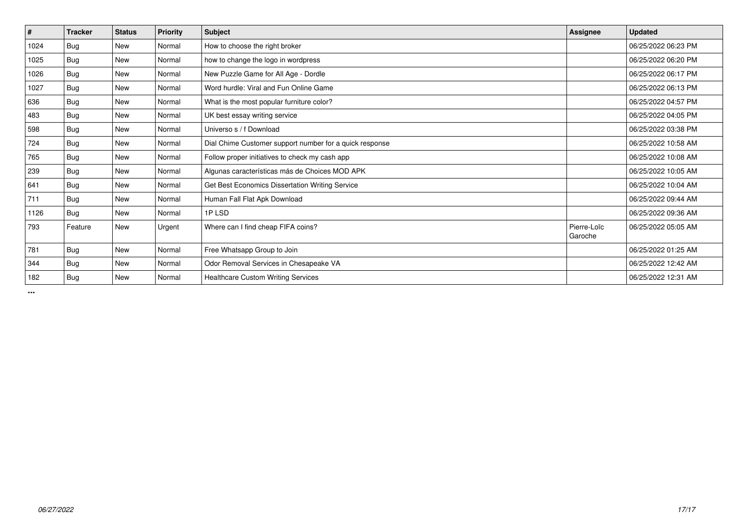| # | Tracker | Status | Priority | Subject | Assignee | Updated |
|---|---|---|---|---|---|---|
| 1024 | Bug | New | Normal | How to choose the right broker | | 06/25/2022 06:23 PM |
| 1025 | Bug | New | Normal | how to change the logo in wordpress | | 06/25/2022 06:20 PM |
| 1026 | Bug | New | Normal | New Puzzle Game for All Age - Dordle | | 06/25/2022 06:17 PM |
| 1027 | Bug | New | Normal | Word hurdle: Viral and Fun Online Game | | 06/25/2022 06:13 PM |
| 636 | Bug | New | Normal | What is the most popular furniture color? | | 06/25/2022 04:57 PM |
| 483 | Bug | New | Normal | UK best essay writing service | | 06/25/2022 04:05 PM |
| 598 | Bug | New | Normal | Universo s / f Download | | 06/25/2022 03:38 PM |
| 724 | Bug | New | Normal | Dial Chime Customer support number for a quick response | | 06/25/2022 10:58 AM |
| 765 | Bug | New | Normal | Follow proper initiatives to check my cash app | | 06/25/2022 10:08 AM |
| 239 | Bug | New | Normal | Algunas características más de Choices MOD APK | | 06/25/2022 10:05 AM |
| 641 | Bug | New | Normal | Get Best Economics Dissertation Writing Service | | 06/25/2022 10:04 AM |
| 711 | Bug | New | Normal | Human Fall Flat Apk Download | | 06/25/2022 09:44 AM |
| 1126 | Bug | New | Normal | 1P LSD | | 06/25/2022 09:36 AM |
| 793 | Feature | New | Urgent | Where can I find cheap FIFA coins? | Pierre-Loïc Garoche | 06/25/2022 05:05 AM |
| 781 | Bug | New | Normal | Free Whatsapp Group to Join | | 06/25/2022 01:25 AM |
| 344 | Bug | New | Normal | Odor Removal Services in Chesapeake VA | | 06/25/2022 12:42 AM |
| 182 | Bug | New | Normal | Healthcare Custom Writing Services | | 06/25/2022 12:31 AM |

...